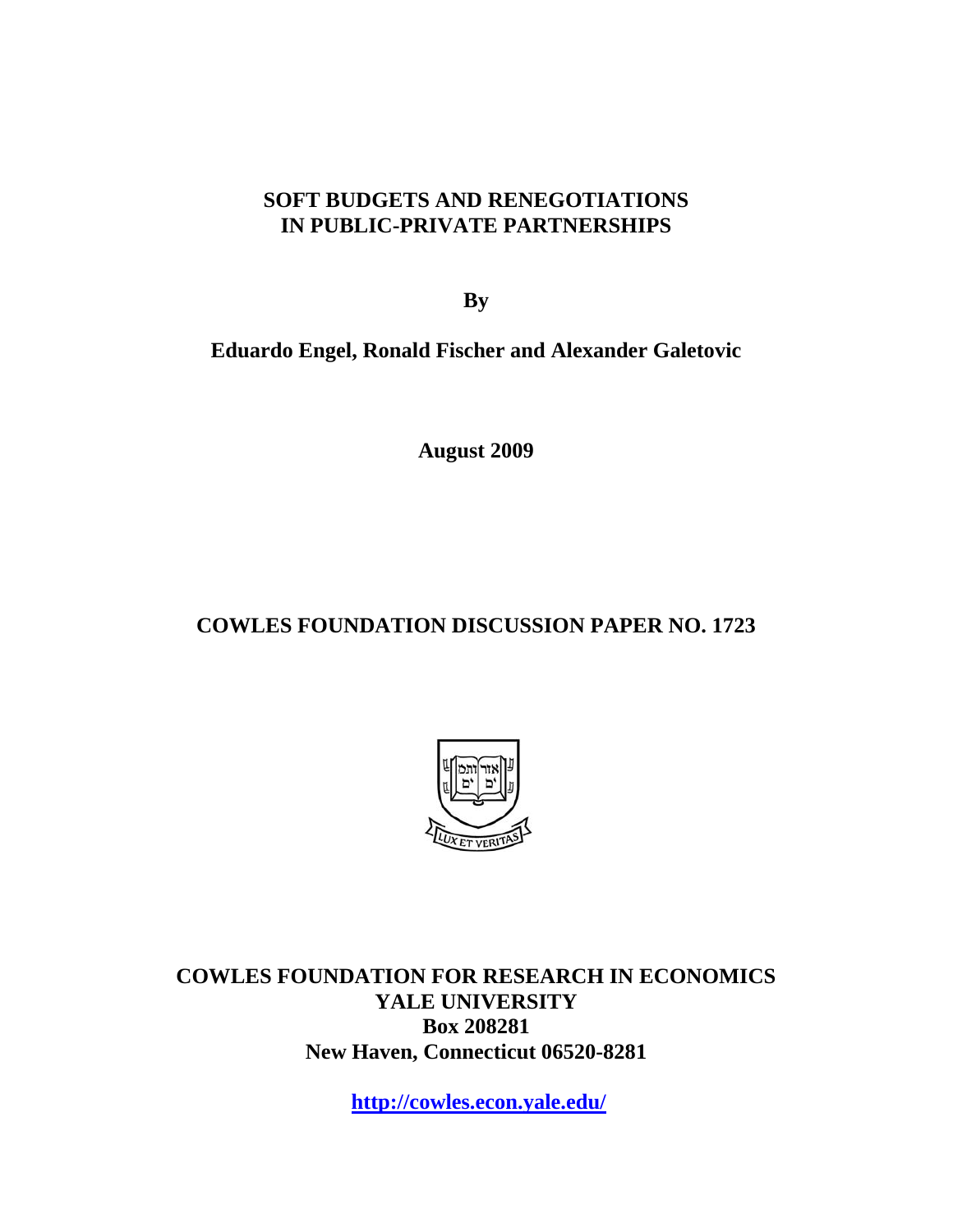# SOFT BUDGETS AND RENEGOTIATIONS IN PUBLIC-PRIVATE PARTNERSHIPS

**By**

**Eduardo Engel, Ronald Fischer and Alexander Galetovic**

**August 2009**

**COWLES FOUNDATION DISCUSSION PAPER NO. 1723**

**COWLES FOUNDATION FOR RESEARCH IN ECONOMICS**
**YALE UNIVERSITY**
**Box 208281**
**New Haven, Connecticut 06520-8281**

**http://cowles.econ.yale.edu/**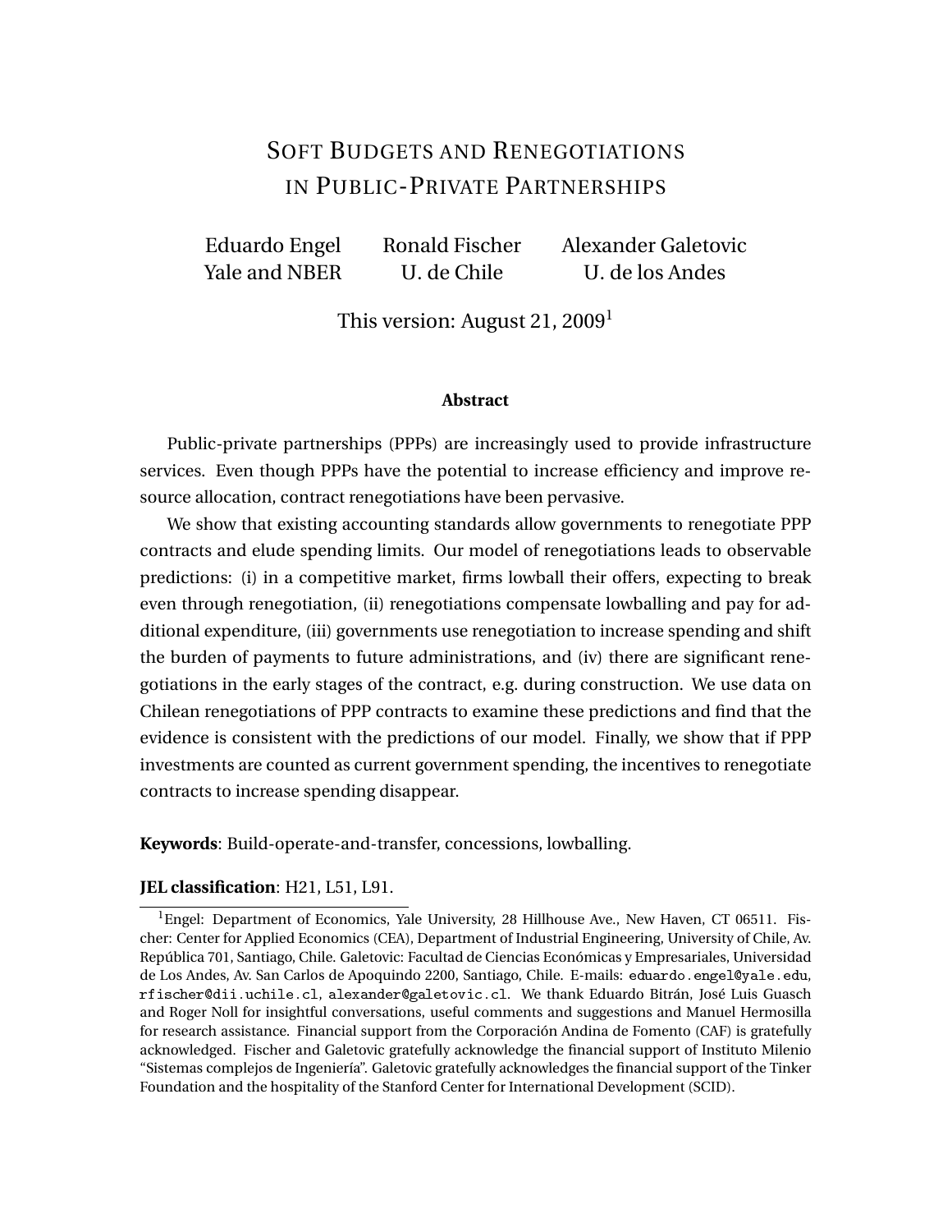# SOFT BUDGETS AND RENEGOTIATIONS IN PUBLIC-PRIVATE PARTNERSHIPS

Eduardo Engel, Yale and NBER

Ronald Fischer, U. de Chile

Alexander Galetovic, U. de los Andes

This version: August 21, 2009[1]

**Abstract**

Public-private partnerships (PPPs) are increasingly used to provide infrastructure services. Even though PPPs have the potential to increase efficiency and improve resource allocation, contract renegotiations have been pervasive.

We show that existing accounting standards allow governments to renegotiate PPP contracts and elude spending limits. Our model of renegotiations leads to observable predictions: (i) in a competitive market, firms lowball their offers, expecting to break even through renegotiation, (ii) renegotiations compensate lowballing and pay for additional expenditure, (iii) governments use renegotiation to increase spending and shift the burden of payments to future administrations, and (iv) there are significant renegotiations in the early stages of the contract, e.g. during construction. We use data on Chilean renegotiations of PPP contracts to examine these predictions and find that the evidence is consistent with the predictions of our model. Finally, we show that if PPP investments are counted as current government spending, the incentives to renegotiate contracts to increase spending disappear.

**Keywords**: Build-operate-and-transfer, concessions, lowballing.

**JEL classification**: H21, L51, L91.

[1] Engel: Department of Economics, Yale University, 28 Hillhouse Ave., New Haven, CT 06511. Fischer: Center for Applied Economics (CEA), Department of Industrial Engineering, University of Chile, Av. República 701, Santiago, Chile. Galetovic: Facultad de Ciencias Económicas y Empresariales, Universidad de Los Andes, Av. San Carlos de Apoquindo 2200, Santiago, Chile. E-mails: eduardo.engel@yale.edu, rfischer@dii.uchile.cl, alexander@galetovic.cl. We thank Eduardo Bitrán, José Luis Guasch and Roger Noll for insightful conversations, useful comments and suggestions and Manuel Hermosilla for research assistance. Financial support from the Corporación Andina de Fomento (CAF) is gratefully acknowledged. Fischer and Galetovic gratefully acknowledge the financial support of Instituto Milenio "Sistemas complejos de Ingeniería". Galetovic gratefully acknowledges the financial support of the Tinker Foundation and the hospitality of the Stanford Center for International Development (SCID).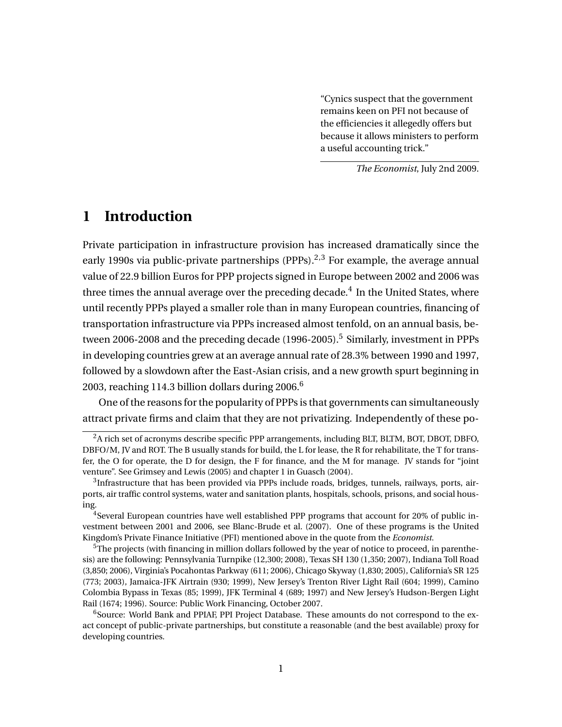> "Cynics suspect that the government remains keen on PFI not because of the efficiencies it allegedly offers but because it allows ministers to perform a useful accounting trick."
>
> *The Economist*, July 2nd 2009.

# 1 Introduction

Private participation in infrastructure provision has increased dramatically since the early 1990s via public-private partnerships (PPPs).[2,3] For example, the average annual value of 22.9 billion Euros for PPP projects signed in Europe between 2002 and 2006 was three times the annual average over the preceding decade.[4] In the United States, where until recently PPPs played a smaller role than in many European countries, financing of transportation infrastructure via PPPs increased almost tenfold, on an annual basis, between 2006-2008 and the preceding decade (1996-2005).[5] Similarly, investment in PPPs in developing countries grew at an average annual rate of 28.3% between 1990 and 1997, followed by a slowdown after the East-Asian crisis, and a new growth spurt beginning in 2003, reaching 114.3 billion dollars during 2006.[6]

One of the reasons for the popularity of PPPs is that governments can simultaneously attract private firms and claim that they are not privatizing. Independently of these po-

---

[2] A rich set of acronyms describe specific PPP arrangements, including BLT, BLTM, BOT, DBOT, DBFO, DBFO/M, JV and ROT. The B usually stands for build, the L for lease, the R for rehabilitate, the T for transfer, the O for operate, the D for design, the F for finance, and the M for manage. JV stands for "joint venture". See Grimsey and Lewis (2005) and chapter 1 in Guasch (2004).

[3] Infrastructure that has been provided via PPPs include roads, bridges, tunnels, railways, ports, airports, air traffic control systems, water and sanitation plants, hospitals, schools, prisons, and social housing.

[4] Several European countries have well established PPP programs that account for 20% of public investment between 2001 and 2006, see Blanc-Brude et al. (2007). One of these programs is the United Kingdom's Private Finance Initiative (PFI) mentioned above in the quote from the *Economist*.

[5] The projects (with financing in million dollars followed by the year of notice to proceed, in parenthesis) are the following: Pennsylvania Turnpike (12,300; 2008), Texas SH 130 (1,350; 2007), Indiana Toll Road (3,850; 2006), Virginia's Pocahontas Parkway (611; 2006), Chicago Skyway (1,830; 2005), California's SR 125 (773; 2003), Jamaica-JFK Airtrain (930; 1999), New Jersey's Trenton River Light Rail (604; 1999), Camino Colombia Bypass in Texas (85; 1999), JFK Terminal 4 (689; 1997) and New Jersey's Hudson-Bergen Light Rail (1674; 1996). Source: Public Work Financing, October 2007.

[6] Source: World Bank and PPIAF, PPI Project Database. These amounts do not correspond to the exact concept of public-private partnerships, but constitute a reasonable (and the best available) proxy for developing countries.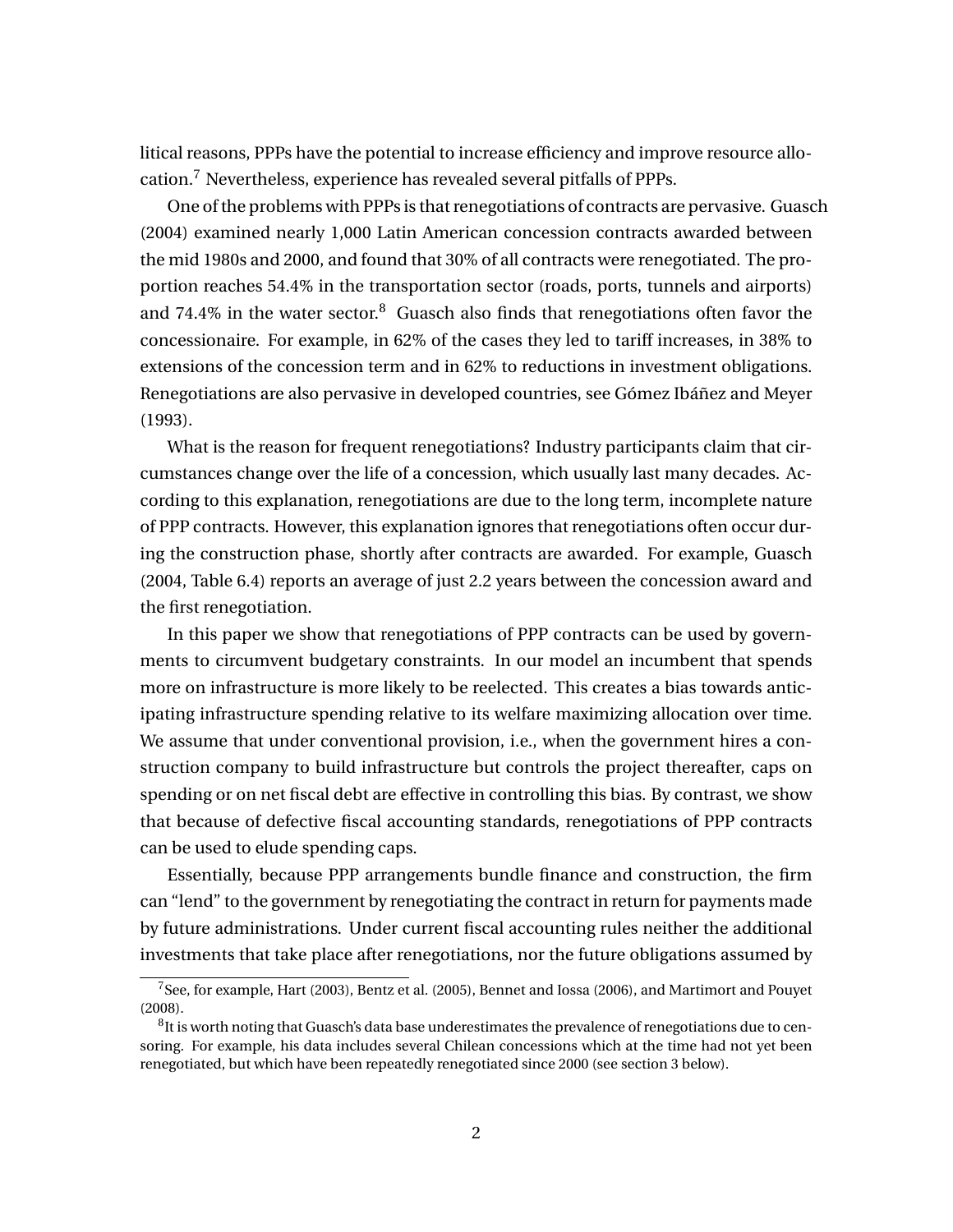litical reasons, PPPs have the potential to increase efficiency and improve resource allocation.[7] Nevertheless, experience has revealed several pitfalls of PPPs.

One of the problems with PPPs is that renegotiations of contracts are pervasive. Guasch (2004) examined nearly 1,000 Latin American concession contracts awarded between the mid 1980s and 2000, and found that 30% of all contracts were renegotiated. The proportion reaches 54.4% in the transportation sector (roads, ports, tunnels and airports) and 74.4% in the water sector.[8] Guasch also finds that renegotiations often favor the concessionaire. For example, in 62% of the cases they led to tariff increases, in 38% to extensions of the concession term and in 62% to reductions in investment obligations. Renegotiations are also pervasive in developed countries, see Gómez Ibáñez and Meyer (1993).

What is the reason for frequent renegotiations? Industry participants claim that circumstances change over the life of a concession, which usually last many decades. According to this explanation, renegotiations are due to the long term, incomplete nature of PPP contracts. However, this explanation ignores that renegotiations often occur during the construction phase, shortly after contracts are awarded. For example, Guasch (2004, Table 6.4) reports an average of just 2.2 years between the concession award and the first renegotiation.

In this paper we show that renegotiations of PPP contracts can be used by governments to circumvent budgetary constraints. In our model an incumbent that spends more on infrastructure is more likely to be reelected. This creates a bias towards anticipating infrastructure spending relative to its welfare maximizing allocation over time. We assume that under conventional provision, i.e., when the government hires a construction company to build infrastructure but controls the project thereafter, caps on spending or on net fiscal debt are effective in controlling this bias. By contrast, we show that because of defective fiscal accounting standards, renegotiations of PPP contracts can be used to elude spending caps.

Essentially, because PPP arrangements bundle finance and construction, the firm can "lend" to the government by renegotiating the contract in return for payments made by future administrations. Under current fiscal accounting rules neither the additional investments that take place after renegotiations, nor the future obligations assumed by

[7] See, for example, Hart (2003), Bentz et al. (2005), Bennet and Iossa (2006), and Martimort and Pouyet (2008).

[8] It is worth noting that Guasch's data base underestimates the prevalence of renegotiations due to censoring. For example, his data includes several Chilean concessions which at the time had not yet been renegotiated, but which have been repeatedly renegotiated since 2000 (see section 3 below).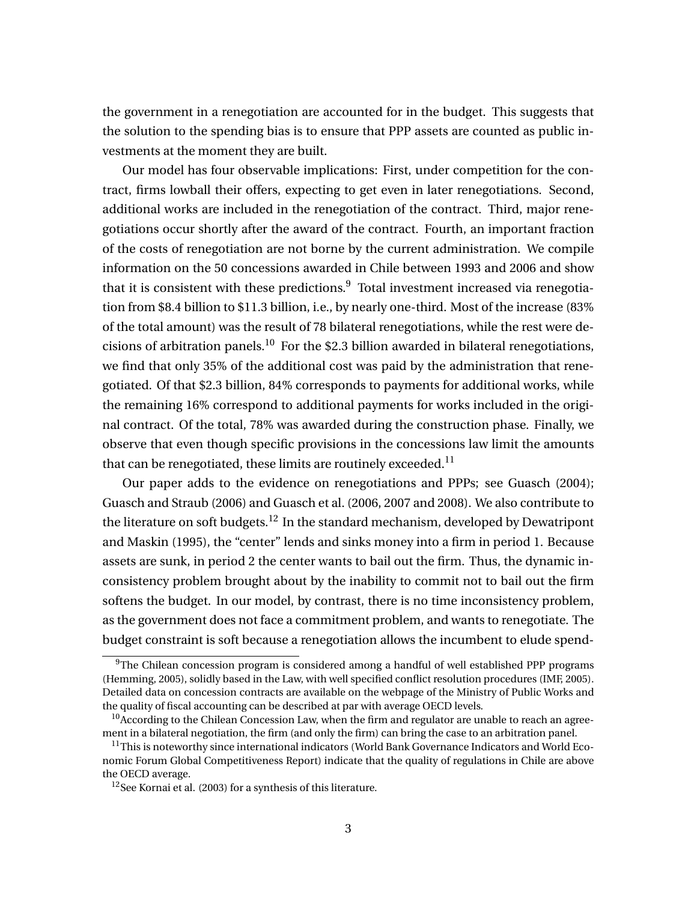the government in a renegotiation are accounted for in the budget. This suggests that the solution to the spending bias is to ensure that PPP assets are counted as public investments at the moment they are built.

Our model has four observable implications: First, under competition for the contract, firms lowball their offers, expecting to get even in later renegotiations. Second, additional works are included in the renegotiation of the contract. Third, major renegotiations occur shortly after the award of the contract. Fourth, an important fraction of the costs of renegotiation are not borne by the current administration. We compile information on the 50 concessions awarded in Chile between 1993 and 2006 and show that it is consistent with these predictions.[9] Total investment increased via renegotiation from \$8.4 billion to \$11.3 billion, i.e., by nearly one-third. Most of the increase (83% of the total amount) was the result of 78 bilateral renegotiations, while the rest were decisions of arbitration panels.[10] For the \$2.3 billion awarded in bilateral renegotiations, we find that only 35% of the additional cost was paid by the administration that renegotiated. Of that \$2.3 billion, 84% corresponds to payments for additional works, while the remaining 16% correspond to additional payments for works included in the original contract. Of the total, 78% was awarded during the construction phase. Finally, we observe that even though specific provisions in the concessions law limit the amounts that can be renegotiated, these limits are routinely exceeded.[11]

Our paper adds to the evidence on renegotiations and PPPs; see Guasch (2004); Guasch and Straub (2006) and Guasch et al. (2006, 2007 and 2008). We also contribute to the literature on soft budgets.[12] In the standard mechanism, developed by Dewatripont and Maskin (1995), the "center" lends and sinks money into a firm in period 1. Because assets are sunk, in period 2 the center wants to bail out the firm. Thus, the dynamic inconsistency problem brought about by the inability to commit not to bail out the firm softens the budget. In our model, by contrast, there is no time inconsistency problem, as the government does not face a commitment problem, and wants to renegotiate. The budget constraint is soft because a renegotiation allows the incumbent to elude spend-

[9] The Chilean concession program is considered among a handful of well established PPP programs (Hemming, 2005), solidly based in the Law, with well specified conflict resolution procedures (IMF, 2005). Detailed data on concession contracts are available on the webpage of the Ministry of Public Works and the quality of fiscal accounting can be described at par with average OECD levels.

[10] According to the Chilean Concession Law, when the firm and regulator are unable to reach an agreement in a bilateral negotiation, the firm (and only the firm) can bring the case to an arbitration panel.

[11] This is noteworthy since international indicators (World Bank Governance Indicators and World Economic Forum Global Competitiveness Report) indicate that the quality of regulations in Chile are above the OECD average.

[12] See Kornai et al. (2003) for a synthesis of this literature.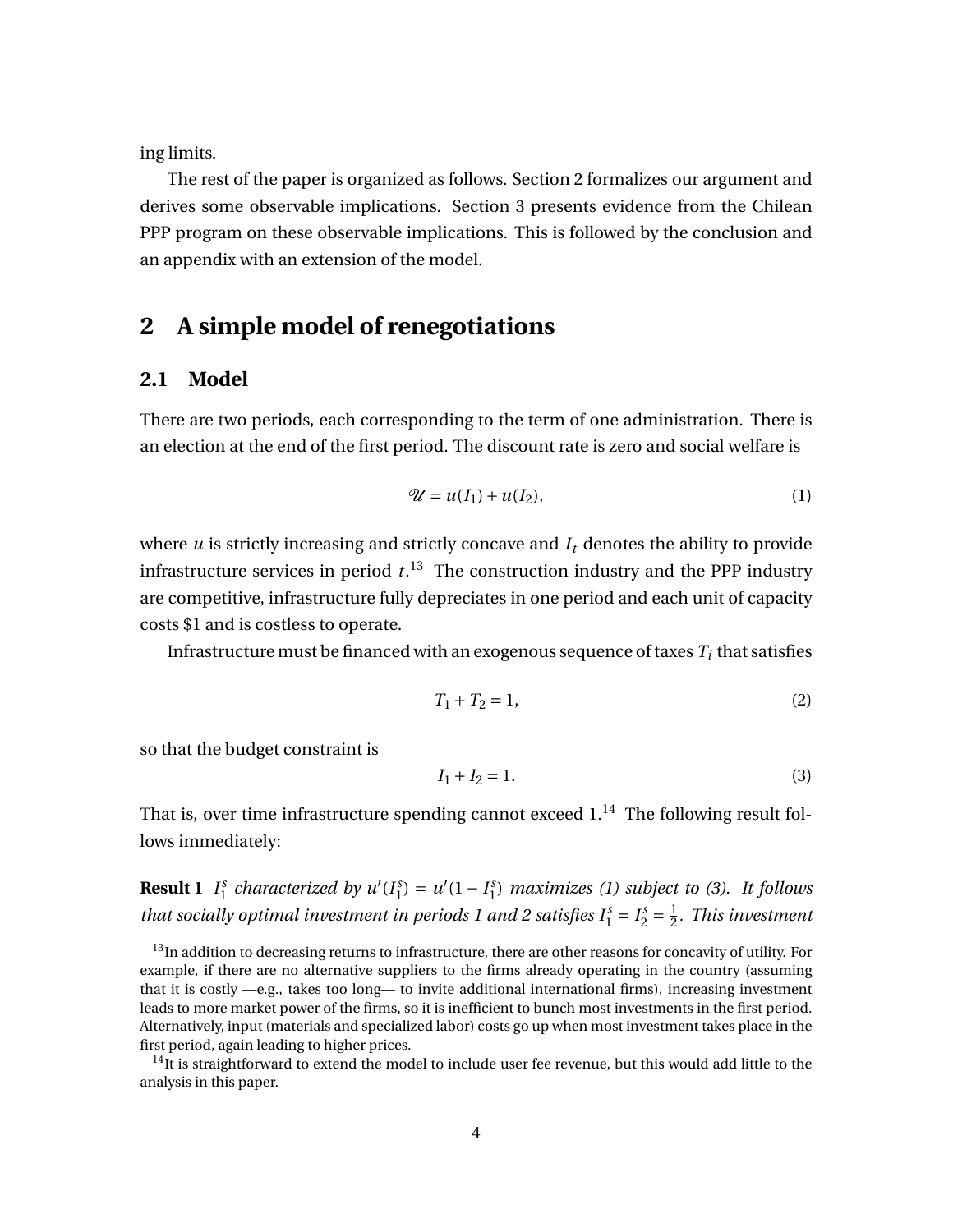ing limits.

The rest of the paper is organized as follows. Section 2 formalizes our argument and derives some observable implications. Section 3 presents evidence from the Chilean PPP program on these observable implications. This is followed by the conclusion and an appendix with an extension of the model.

# 2 A simple model of renegotiations

## 2.1 Model

There are two periods, each corresponding to the term of one administration. There is an election at the end of the first period. The discount rate is zero and social welfare is

$$\mathscr{U} = u(I_1) + u(I_2), \tag{1}$$

where $u$ is strictly increasing and strictly concave and $I_t$ denotes the ability to provide infrastructure services in period $t$.[13] The construction industry and the PPP industry are competitive, infrastructure fully depreciates in one period and each unit of capacity costs \$1 and is costless to operate.

Infrastructure must be financed with an exogenous sequence of taxes $T_i$ that satisfies

$$T_1 + T_2 = 1, \tag{2}$$

so that the budget constraint is

$$I_1 + I_2 = 1. \tag{3}$$

That is, over time infrastructure spending cannot exceed 1.[14] The following result follows immediately:

**Result 1** *$I_1^s$ characterized by $u'(I_1^s) = u'(1 - I_1^s)$ maximizes (1) subject to (3). It follows that socially optimal investment in periods 1 and 2 satisfies $I_1^s = I_2^s = \frac{1}{2}$. This investment*

[13] In addition to decreasing returns to infrastructure, there are other reasons for concavity of utility. For example, if there are no alternative suppliers to the firms already operating in the country (assuming that it is costly —e.g., takes too long— to invite additional international firms), increasing investment leads to more market power of the firms, so it is inefficient to bunch most investments in the first period. Alternatively, input (materials and specialized labor) costs go up when most investment takes place in the first period, again leading to higher prices.

[14] It is straightforward to extend the model to include user fee revenue, but this would add little to the analysis in this paper.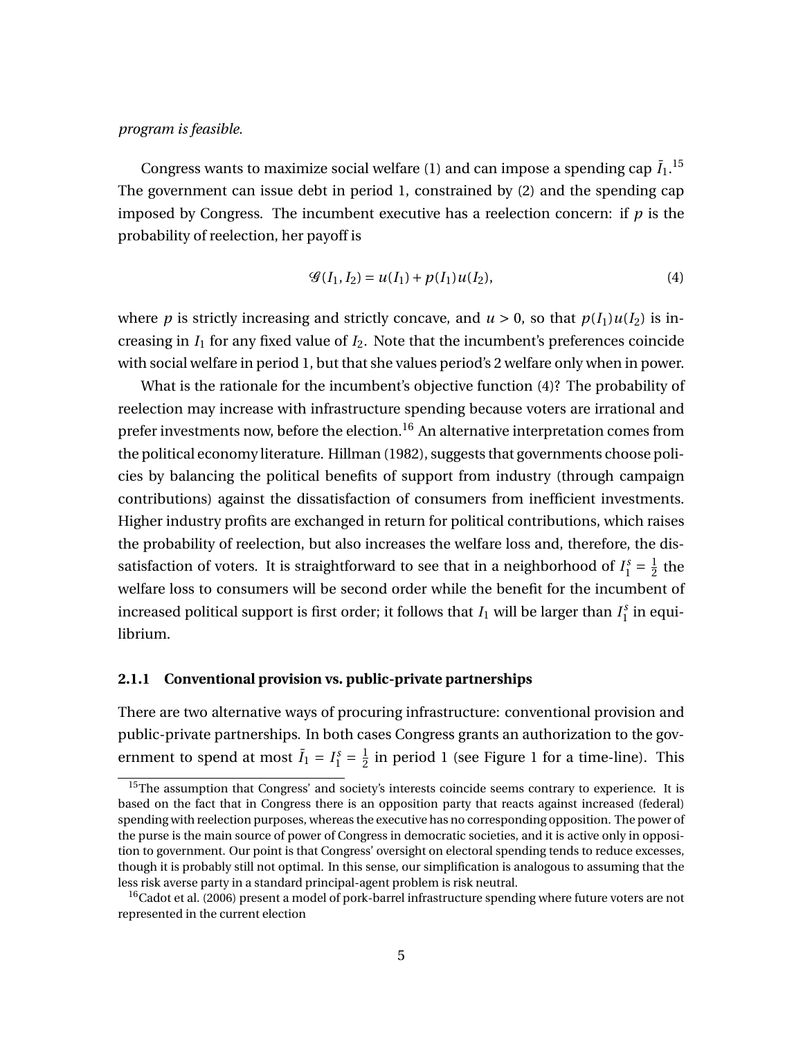*program is feasible.*

Congress wants to maximize social welfare (1) and can impose a spending cap $\bar{I}_1$.[15] The government can issue debt in period 1, constrained by (2) and the spending cap imposed by Congress. The incumbent executive has a reelection concern: if $p$ is the probability of reelection, her payoff is

$$\mathcal{G}(I_1, I_2) = u(I_1) + p(I_1)u(I_2), \tag{4}$$

where $p$ is strictly increasing and strictly concave, and $u > 0$, so that $p(I_1)u(I_2)$ is increasing in $I_1$ for any fixed value of $I_2$. Note that the incumbent's preferences coincide with social welfare in period 1, but that she values period's 2 welfare only when in power.

What is the rationale for the incumbent's objective function (4)? The probability of reelection may increase with infrastructure spending because voters are irrational and prefer investments now, before the election.[16] An alternative interpretation comes from the political economy literature. Hillman (1982), suggests that governments choose policies by balancing the political benefits of support from industry (through campaign contributions) against the dissatisfaction of consumers from inefficient investments. Higher industry profits are exchanged in return for political contributions, which raises the probability of reelection, but also increases the welfare loss and, therefore, the dissatisfaction of voters. It is straightforward to see that in a neighborhood of $I_1^s = \frac{1}{2}$ the welfare loss to consumers will be second order while the benefit for the incumbent of increased political support is first order; it follows that $I_1$ will be larger than $I_1^s$ in equilibrium.

### 2.1.1 Conventional provision vs. public-private partnerships

There are two alternative ways of procuring infrastructure: conventional provision and public-private partnerships. In both cases Congress grants an authorization to the government to spend at most $\bar{I}_1 = I_1^s = \frac{1}{2}$ in period 1 (see Figure 1 for a time-line). This

[15] The assumption that Congress' and society's interests coincide seems contrary to experience. It is based on the fact that in Congress there is an opposition party that reacts against increased (federal) spending with reelection purposes, whereas the executive has no corresponding opposition. The power of the purse is the main source of power of Congress in democratic societies, and it is active only in opposition to government. Our point is that Congress' oversight on electoral spending tends to reduce excesses, though it is probably still not optimal. In this sense, our simplification is analogous to assuming that the less risk averse party in a standard principal-agent problem is risk neutral.

[16] Cadot et al. (2006) present a model of pork-barrel infrastructure spending where future voters are not represented in the current election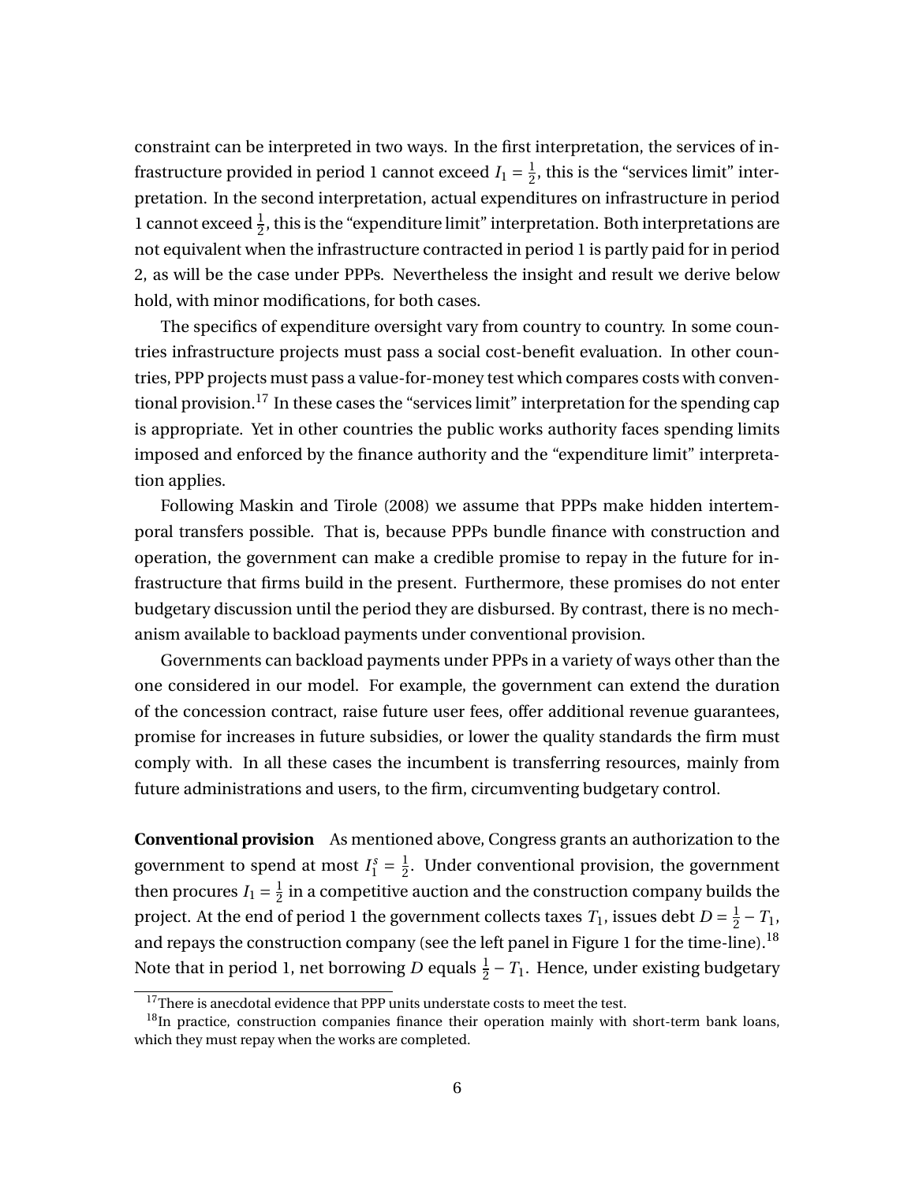constraint can be interpreted in two ways. In the first interpretation, the services of infrastructure provided in period 1 cannot exceed $I_1 = \frac{1}{2}$, this is the "services limit" interpretation. In the second interpretation, actual expenditures on infrastructure in period 1 cannot exceed $\frac{1}{2}$, this is the "expenditure limit" interpretation. Both interpretations are not equivalent when the infrastructure contracted in period 1 is partly paid for in period 2, as will be the case under PPPs. Nevertheless the insight and result we derive below hold, with minor modifications, for both cases.

The specifics of expenditure oversight vary from country to country. In some countries infrastructure projects must pass a social cost-benefit evaluation. In other countries, PPP projects must pass a value-for-money test which compares costs with conventional provision.[17] In these cases the "services limit" interpretation for the spending cap is appropriate. Yet in other countries the public works authority faces spending limits imposed and enforced by the finance authority and the "expenditure limit" interpretation applies.

Following Maskin and Tirole (2008) we assume that PPPs make hidden intertemporal transfers possible. That is, because PPPs bundle finance with construction and operation, the government can make a credible promise to repay in the future for infrastructure that firms build in the present. Furthermore, these promises do not enter budgetary discussion until the period they are disbursed. By contrast, there is no mechanism available to backload payments under conventional provision.

Governments can backload payments under PPPs in a variety of ways other than the one considered in our model. For example, the government can extend the duration of the concession contract, raise future user fees, offer additional revenue guarantees, promise for increases in future subsidies, or lower the quality standards the firm must comply with. In all these cases the incumbent is transferring resources, mainly from future administrations and users, to the firm, circumventing budgetary control.

**Conventional provision** As mentioned above, Congress grants an authorization to the government to spend at most $I_1^s = \frac{1}{2}$. Under conventional provision, the government then procures $I_1 = \frac{1}{2}$ in a competitive auction and the construction company builds the project. At the end of period 1 the government collects taxes $T_1$, issues debt $D = \frac{1}{2} - T_1$, and repays the construction company (see the left panel in Figure 1 for the time-line).[18] Note that in period 1, net borrowing $D$ equals $\frac{1}{2} - T_1$. Hence, under existing budgetary

[17] There is anecdotal evidence that PPP units understate costs to meet the test.

[18] In practice, construction companies finance their operation mainly with short-term bank loans, which they must repay when the works are completed.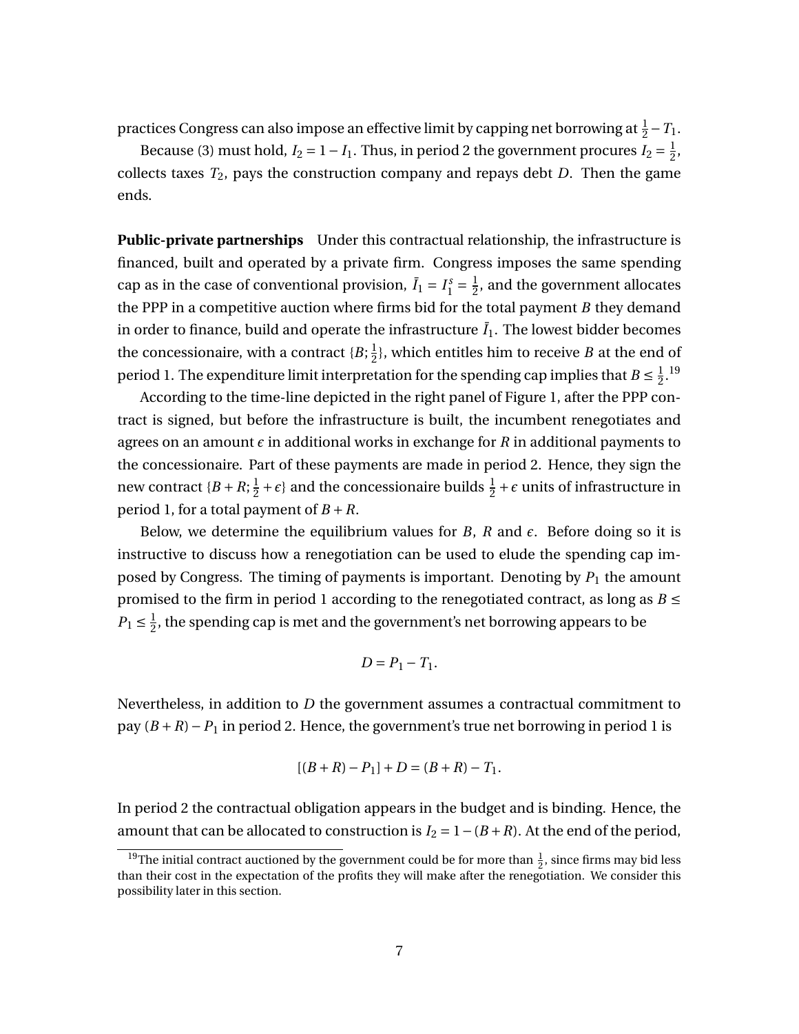practices Congress can also impose an effective limit by capping net borrowing at $\frac{1}{2} - T_1$.

Because (3) must hold, $I_2 = 1 - I_1$. Thus, in period 2 the government procures $I_2 = \frac{1}{2}$, collects taxes $T_2$, pays the construction company and repays debt $D$. Then the game ends.

**Public-private partnerships** Under this contractual relationship, the infrastructure is financed, built and operated by a private firm. Congress imposes the same spending cap as in the case of conventional provision, $\bar{I}_1 = I_1^s = \frac{1}{2}$, and the government allocates the PPP in a competitive auction where firms bid for the total payment $B$ they demand in order to finance, build and operate the infrastructure $\bar{I}_1$. The lowest bidder becomes the concessionaire, with a contract $\{B; \frac{1}{2}\}$, which entitles him to receive $B$ at the end of period 1. The expenditure limit interpretation for the spending cap implies that $B \leq \frac{1}{2}$.[19]

According to the time-line depicted in the right panel of Figure 1, after the PPP contract is signed, but before the infrastructure is built, the incumbent renegotiates and agrees on an amount $\epsilon$ in additional works in exchange for $R$ in additional payments to the concessionaire. Part of these payments are made in period 2. Hence, they sign the new contract $\{B + R; \frac{1}{2} + \epsilon\}$ and the concessionaire builds $\frac{1}{2} + \epsilon$ units of infrastructure in period 1, for a total payment of $B + R$.

Below, we determine the equilibrium values for $B$, $R$ and $\epsilon$. Before doing so it is instructive to discuss how a renegotiation can be used to elude the spending cap imposed by Congress. The timing of payments is important. Denoting by $P_1$ the amount promised to the firm in period 1 according to the renegotiated contract, as long as $B \leq P_1 \leq \frac{1}{2}$, the spending cap is met and the government's net borrowing appears to be

$$D = P_1 - T_1.$$

Nevertheless, in addition to $D$ the government assumes a contractual commitment to pay $(B + R) - P_1$ in period 2. Hence, the government's true net borrowing in period 1 is

$$[(B + R) - P_1] + D = (B + R) - T_1.$$

In period 2 the contractual obligation appears in the budget and is binding. Hence, the amount that can be allocated to construction is $I_2 = 1 - (B + R)$. At the end of the period,

[19] The initial contract auctioned by the government could be for more than $\frac{1}{2}$, since firms may bid less than their cost in the expectation of the profits they will make after the renegotiation. We consider this possibility later in this section.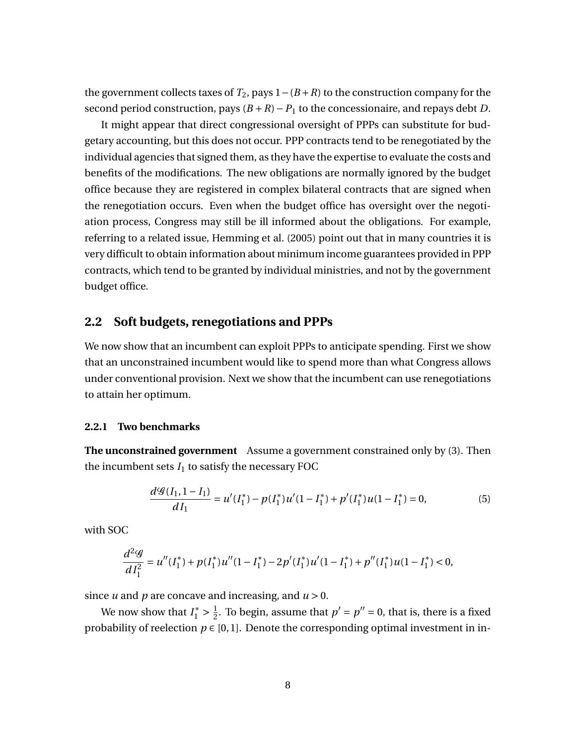the government collects taxes of $T_2$, pays $1-(B+R)$ to the construction company for the second period construction, pays $(B+R)-P_1$ to the concessionaire, and repays debt $D$.

It might appear that direct congressional oversight of PPPs can substitute for budgetary accounting, but this does not occur. PPP contracts tend to be renegotiated by the individual agencies that signed them, as they have the expertise to evaluate the costs and benefits of the modifications. The new obligations are normally ignored by the budget office because they are registered in complex bilateral contracts that are signed when the renegotiation occurs. Even when the budget office has oversight over the negotiation process, Congress may still be ill informed about the obligations. For example, referring to a related issue, Hemming et al. (2005) point out that in many countries it is very difficult to obtain information about minimum income guarantees provided in PPP contracts, which tend to be granted by individual ministries, and not by the government budget office.

## 2.2 Soft budgets, renegotiations and PPPs

We now show that an incumbent can exploit PPPs to anticipate spending. First we show that an unconstrained incumbent would like to spend more than what Congress allows under conventional provision. Next we show that the incumbent can use renegotiations to attain her optimum.

### 2.2.1 Two benchmarks

**The unconstrained government** Assume a government constrained only by (3). Then the incumbent sets $I_1$ to satisfy the necessary FOC

$$\frac{d\mathcal{G}(I_1, 1-I_1)}{dI_1} = u'(I_1^*) - p(I_1^*)u'(1-I_1^*) + p'(I_1^*)u(1-I_1^*) = 0, \tag{5}$$

with SOC

$$\frac{d^2\mathcal{G}}{dI_1^2} = u''(I_1^*) + p(I_1^*)u''(1-I_1^*) - 2p'(I_1^*)u'(1-I_1^*) + p''(I_1^*)u(1-I_1^*) < 0,$$

since $u$ and $p$ are concave and increasing, and $u > 0$.

We now show that $I_1^* > \frac{1}{2}$. To begin, assume that $p' = p'' = 0$, that is, there is a fixed probability of reelection $p \in [0,1]$. Denote the corresponding optimal investment in in-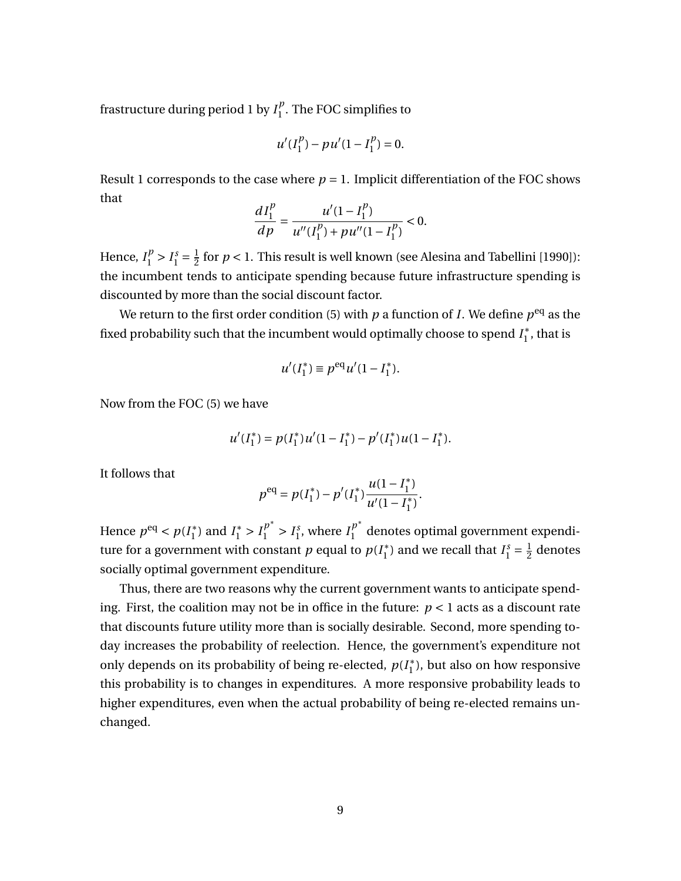frastructure during period 1 by $I_1^p$. The FOC simplifies to

$$u'(I_1^p) - pu'(1 - I_1^p) = 0.$$

Result 1 corresponds to the case where $p = 1$. Implicit differentiation of the FOC shows that

$$\frac{dI_1^p}{dp} = \frac{u'(1 - I_1^p)}{u''(I_1^p) + pu''(1 - I_1^p)} < 0.$$

Hence, $I_1^p > I_1^s = \frac{1}{2}$ for $p < 1$. This result is well known (see Alesina and Tabellini [1990]): the incumbent tends to anticipate spending because future infrastructure spending is discounted by more than the social discount factor.

We return to the first order condition (5) with $p$ a function of $I$. We define $p^{\text{eq}}$ as the fixed probability such that the incumbent would optimally choose to spend $I_1^*$, that is

$$u'(I_1^*) \equiv p^{\text{eq}} u'(1 - I_1^*).$$

Now from the FOC (5) we have

$$u'(I_1^*) = p(I_1^*)u'(1 - I_1^*) - p'(I_1^*)u(1 - I_1^*).$$

It follows that

$$p^{\text{eq}} = p(I_1^*) - p'(I_1^*)\frac{u(1 - I_1^*)}{u'(1 - I_1^*)}.$$

Hence $p^{\text{eq}} < p(I_1^*)$ and $I_1^* > I_1^{p^*} > I_1^s$, where $I_1^{p^*}$ denotes optimal government expenditure for a government with constant $p$ equal to $p(I_1^*)$ and we recall that $I_1^s = \frac{1}{2}$ denotes socially optimal government expenditure.

Thus, there are two reasons why the current government wants to anticipate spending. First, the coalition may not be in office in the future: $p < 1$ acts as a discount rate that discounts future utility more than is socially desirable. Second, more spending today increases the probability of reelection. Hence, the government's expenditure not only depends on its probability of being re-elected, $p(I_1^*)$, but also on how responsive this probability is to changes in expenditures. A more responsive probability leads to higher expenditures, even when the actual probability of being re-elected remains unchanged.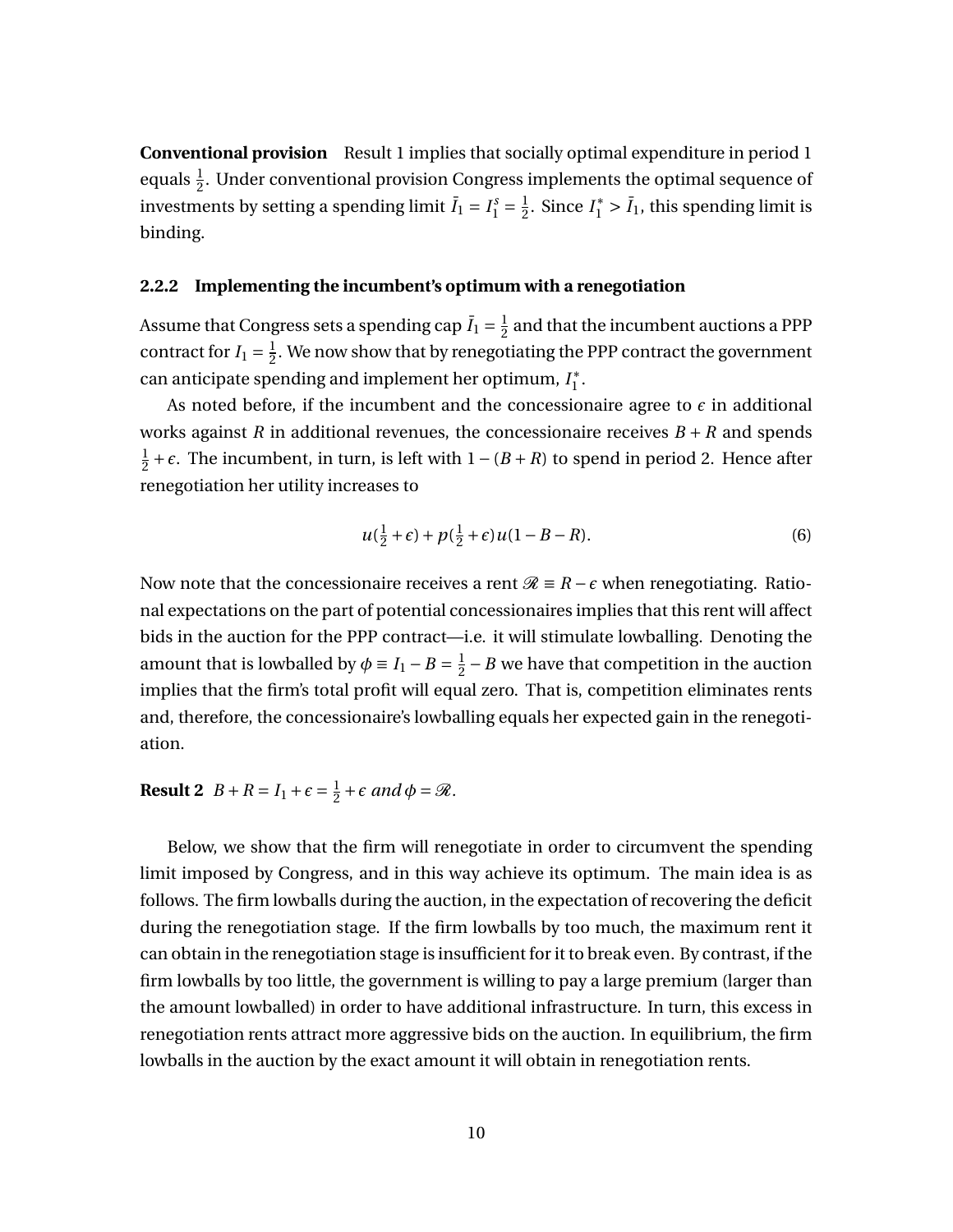**Conventional provision** Result 1 implies that socially optimal expenditure in period 1 equals $\frac{1}{2}$. Under conventional provision Congress implements the optimal sequence of investments by setting a spending limit $\bar{I}_1 = I_1^s = \frac{1}{2}$. Since $I_1^* > \bar{I}_1$, this spending limit is binding.

### 2.2.2 Implementing the incumbent's optimum with a renegotiation

Assume that Congress sets a spending cap $\bar{I}_1 = \frac{1}{2}$ and that the incumbent auctions a PPP contract for $I_1 = \frac{1}{2}$. We now show that by renegotiating the PPP contract the government can anticipate spending and implement her optimum, $I_1^*$.

As noted before, if the incumbent and the concessionaire agree to $\epsilon$ in additional works against $R$ in additional revenues, the concessionaire receives $B + R$ and spends $\frac{1}{2} + \epsilon$. The incumbent, in turn, is left with $1 - (B + R)$ to spend in period 2. Hence after renegotiation her utility increases to

$$u(\tfrac{1}{2} + \epsilon) + p(\tfrac{1}{2} + \epsilon)u(1 - B - R). \tag{6}$$

Now note that the concessionaire receives a rent $\mathscr{R} \equiv R - \epsilon$ when renegotiating. Rational expectations on the part of potential concessionaires implies that this rent will affect bids in the auction for the PPP contract—i.e. it will stimulate lowballing. Denoting the amount that is lowballed by $\phi \equiv I_1 - B = \frac{1}{2} - B$ we have that competition in the auction implies that the firm's total profit will equal zero. That is, competition eliminates rents and, therefore, the concessionaire's lowballing equals her expected gain in the renegotiation.

**Result 2** $B + R = I_1 + \epsilon = \frac{1}{2} + \epsilon$ *and* $\phi = \mathscr{R}$.

Below, we show that the firm will renegotiate in order to circumvent the spending limit imposed by Congress, and in this way achieve its optimum. The main idea is as follows. The firm lowballs during the auction, in the expectation of recovering the deficit during the renegotiation stage. If the firm lowballs by too much, the maximum rent it can obtain in the renegotiation stage is insufficient for it to break even. By contrast, if the firm lowballs by too little, the government is willing to pay a large premium (larger than the amount lowballed) in order to have additional infrastructure. In turn, this excess in renegotiation rents attract more aggressive bids on the auction. In equilibrium, the firm lowballs in the auction by the exact amount it will obtain in renegotiation rents.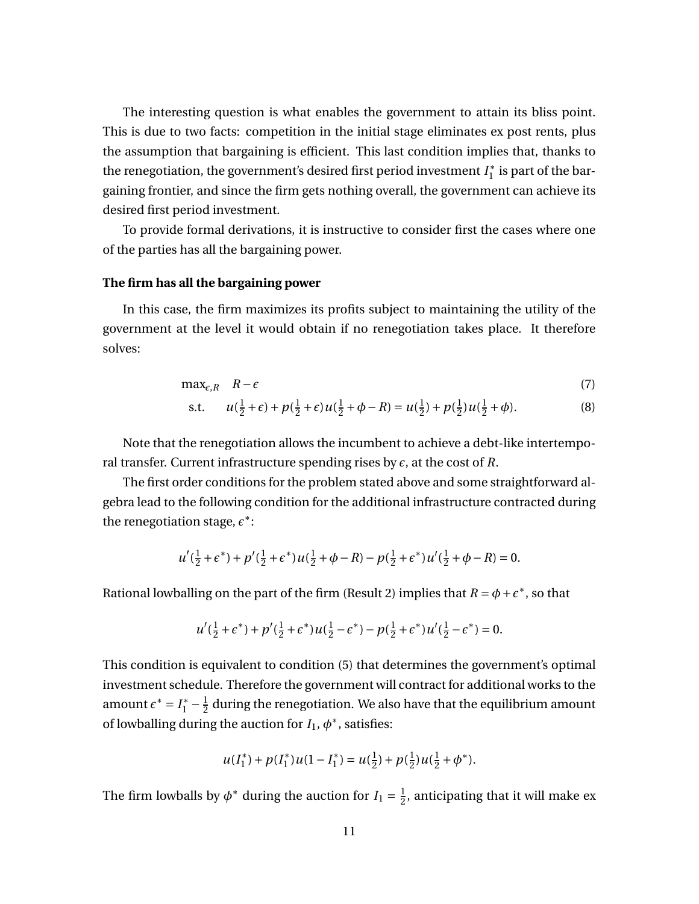The interesting question is what enables the government to attain its bliss point. This is due to two facts: competition in the initial stage eliminates ex post rents, plus the assumption that bargaining is efficient. This last condition implies that, thanks to the renegotiation, the government's desired first period investment $I_1^*$ is part of the bargaining frontier, and since the firm gets nothing overall, the government can achieve its desired first period investment.

To provide formal derivations, it is instructive to consider first the cases where one of the parties has all the bargaining power.

**The firm has all the bargaining power**

In this case, the firm maximizes its profits subject to maintaining the utility of the government at the level it would obtain if no renegotiation takes place. It therefore solves:

$$\max_{\epsilon,R} \quad R-\epsilon \tag{7}$$

$$\text{s.t.} \quad u(\tfrac{1}{2}+\epsilon)+p(\tfrac{1}{2}+\epsilon)u(\tfrac{1}{2}+\phi-R)=u(\tfrac{1}{2})+p(\tfrac{1}{2})u(\tfrac{1}{2}+\phi). \tag{8}$$

Note that the renegotiation allows the incumbent to achieve a debt-like intertemporal transfer. Current infrastructure spending rises by $\epsilon$, at the cost of $R$.

The first order conditions for the problem stated above and some straightforward algebra lead to the following condition for the additional infrastructure contracted during the renegotiation stage, $\epsilon^*$:

$$u'(\tfrac{1}{2}+\epsilon^*)+p'(\tfrac{1}{2}+\epsilon^*)u(\tfrac{1}{2}+\phi-R)-p(\tfrac{1}{2}+\epsilon^*)u'(\tfrac{1}{2}+\phi-R)=0.$$

Rational lowballing on the part of the firm (Result 2) implies that $R=\phi+\epsilon^*$, so that

$$u'(\tfrac{1}{2}+\epsilon^*)+p'(\tfrac{1}{2}+\epsilon^*)u(\tfrac{1}{2}-\epsilon^*)-p(\tfrac{1}{2}+\epsilon^*)u'(\tfrac{1}{2}-\epsilon^*)=0.$$

This condition is equivalent to condition (5) that determines the government's optimal investment schedule. Therefore the government will contract for additional works to the amount $\epsilon^*=I_1^*-\frac{1}{2}$ during the renegotiation. We also have that the equilibrium amount of lowballing during the auction for $I_1$, $\phi^*$, satisfies:

$$u(I_1^*)+p(I_1^*)u(1-I_1^*)=u(\tfrac{1}{2})+p(\tfrac{1}{2})u(\tfrac{1}{2}+\phi^*).$$

The firm lowballs by $\phi^*$ during the auction for $I_1=\frac{1}{2}$, anticipating that it will make ex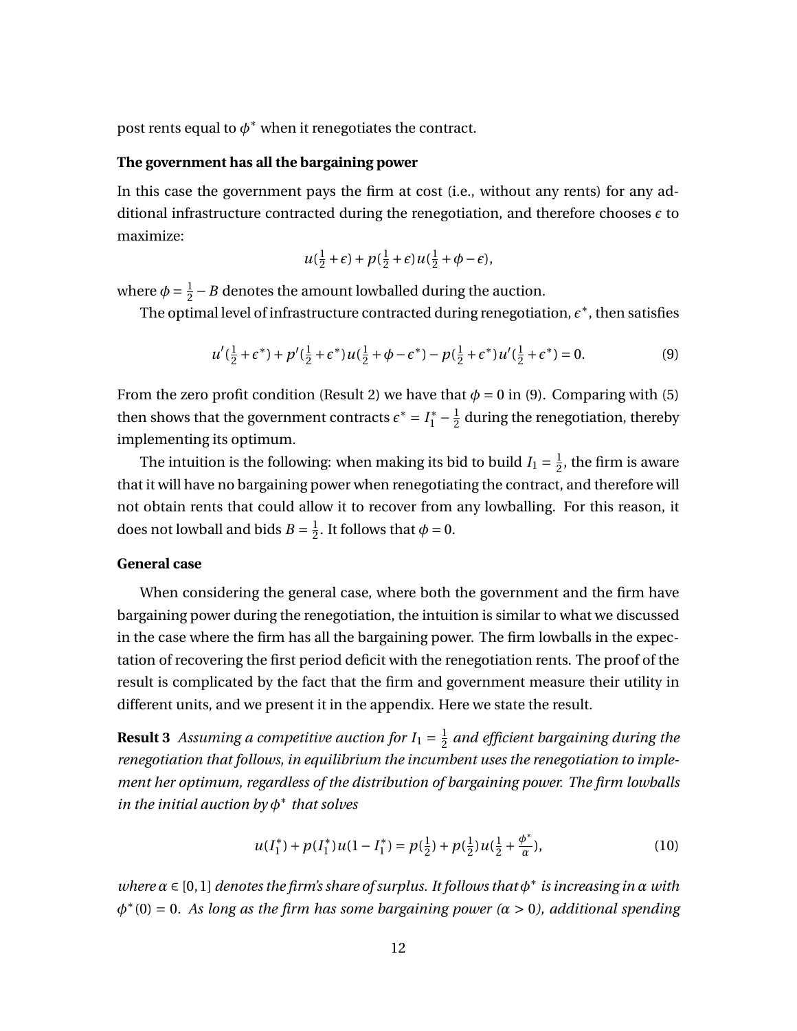post rents equal to $\phi^*$ when it renegotiates the contract.

**The government has all the bargaining power**

In this case the government pays the firm at cost (i.e., without any rents) for any additional infrastructure contracted during the renegotiation, and therefore chooses $\epsilon$ to maximize:

$$u(\tfrac{1}{2}+\epsilon) + p(\tfrac{1}{2}+\epsilon)\,u(\tfrac{1}{2}+\phi-\epsilon),$$

where $\phi = \frac{1}{2} - B$ denotes the amount lowballed during the auction.

The optimal level of infrastructure contracted during renegotiation, $\epsilon^*$, then satisfies

$$u'(\tfrac{1}{2}+\epsilon^*) + p'(\tfrac{1}{2}+\epsilon^*)\,u(\tfrac{1}{2}+\phi-\epsilon^*) - p(\tfrac{1}{2}+\epsilon^*)\,u'(\tfrac{1}{2}+\epsilon^*) = 0. \tag{9}$$

From the zero profit condition (Result 2) we have that $\phi = 0$ in (9). Comparing with (5) then shows that the government contracts $\epsilon^* = I_1^* - \frac{1}{2}$ during the renegotiation, thereby implementing its optimum.

The intuition is the following: when making its bid to build $I_1 = \frac{1}{2}$, the firm is aware that it will have no bargaining power when renegotiating the contract, and therefore will not obtain rents that could allow it to recover from any lowballing. For this reason, it does not lowball and bids $B = \frac{1}{2}$. It follows that $\phi = 0$.

**General case**

When considering the general case, where both the government and the firm have bargaining power during the renegotiation, the intuition is similar to what we discussed in the case where the firm has all the bargaining power. The firm lowballs in the expectation of recovering the first period deficit with the renegotiation rents. The proof of the result is complicated by the fact that the firm and government measure their utility in different units, and we present it in the appendix. Here we state the result.

**Result 3** *Assuming a competitive auction for $I_1 = \frac{1}{2}$ and efficient bargaining during the renegotiation that follows, in equilibrium the incumbent uses the renegotiation to implement her optimum, regardless of the distribution of bargaining power. The firm lowballs in the initial auction by $\phi^*$ that solves*

$$u(I_1^*) + p(I_1^*)\,u(1-I_1^*) = p(\tfrac{1}{2}) + p(\tfrac{1}{2})\,u(\tfrac{1}{2}+\tfrac{\phi^*}{\alpha}), \tag{10}$$

*where $\alpha \in [0,1]$ denotes the firm's share of surplus. It follows that $\phi^*$ is increasing in $\alpha$ with $\phi^*(0) = 0$. As long as the firm has some bargaining power ($\alpha > 0$), additional spending*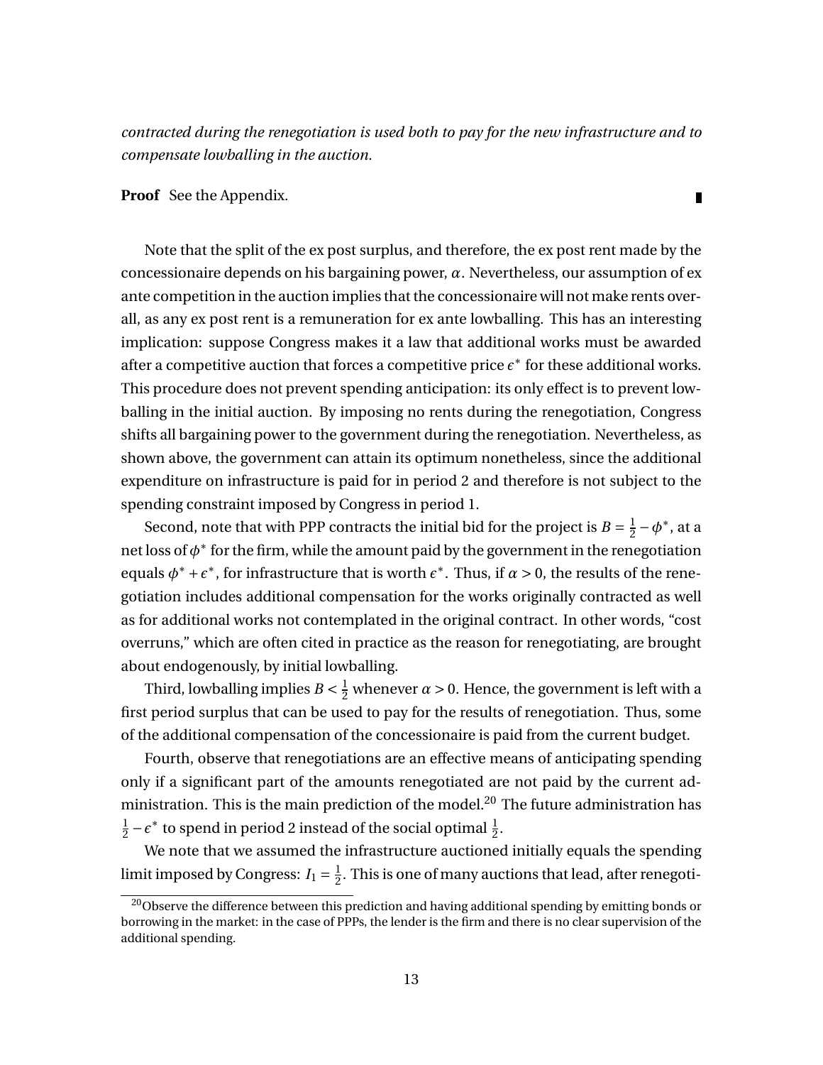*contracted during the renegotiation is used both to pay for the new infrastructure and to compensate lowballing in the auction.*

**Proof** See the Appendix. ∎

Note that the split of the ex post surplus, and therefore, the ex post rent made by the concessionaire depends on his bargaining power, $\alpha$. Nevertheless, our assumption of ex ante competition in the auction implies that the concessionaire will not make rents overall, as any ex post rent is a remuneration for ex ante lowballing. This has an interesting implication: suppose Congress makes it a law that additional works must be awarded after a competitive auction that forces a competitive price $\epsilon^*$ for these additional works. This procedure does not prevent spending anticipation: its only effect is to prevent lowballing in the initial auction. By imposing no rents during the renegotiation, Congress shifts all bargaining power to the government during the renegotiation. Nevertheless, as shown above, the government can attain its optimum nonetheless, since the additional expenditure on infrastructure is paid for in period 2 and therefore is not subject to the spending constraint imposed by Congress in period 1.

Second, note that with PPP contracts the initial bid for the project is $B = \frac{1}{2} - \phi^*$, at a net loss of $\phi^*$ for the firm, while the amount paid by the government in the renegotiation equals $\phi^* + \epsilon^*$, for infrastructure that is worth $\epsilon^*$. Thus, if $\alpha > 0$, the results of the renegotiation includes additional compensation for the works originally contracted as well as for additional works not contemplated in the original contract. In other words, "cost overruns," which are often cited in practice as the reason for renegotiating, are brought about endogenously, by initial lowballing.

Third, lowballing implies $B < \frac{1}{2}$ whenever $\alpha > 0$. Hence, the government is left with a first period surplus that can be used to pay for the results of renegotiation. Thus, some of the additional compensation of the concessionaire is paid from the current budget.

Fourth, observe that renegotiations are an effective means of anticipating spending only if a significant part of the amounts renegotiated are not paid by the current administration. This is the main prediction of the model.[20] The future administration has $\frac{1}{2} - \epsilon^*$ to spend in period 2 instead of the social optimal $\frac{1}{2}$.

We note that we assumed the infrastructure auctioned initially equals the spending limit imposed by Congress: $I_1 = \frac{1}{2}$. This is one of many auctions that lead, after renegoti-

[20] Observe the difference between this prediction and having additional spending by emitting bonds or borrowing in the market: in the case of PPPs, the lender is the firm and there is no clear supervision of the additional spending.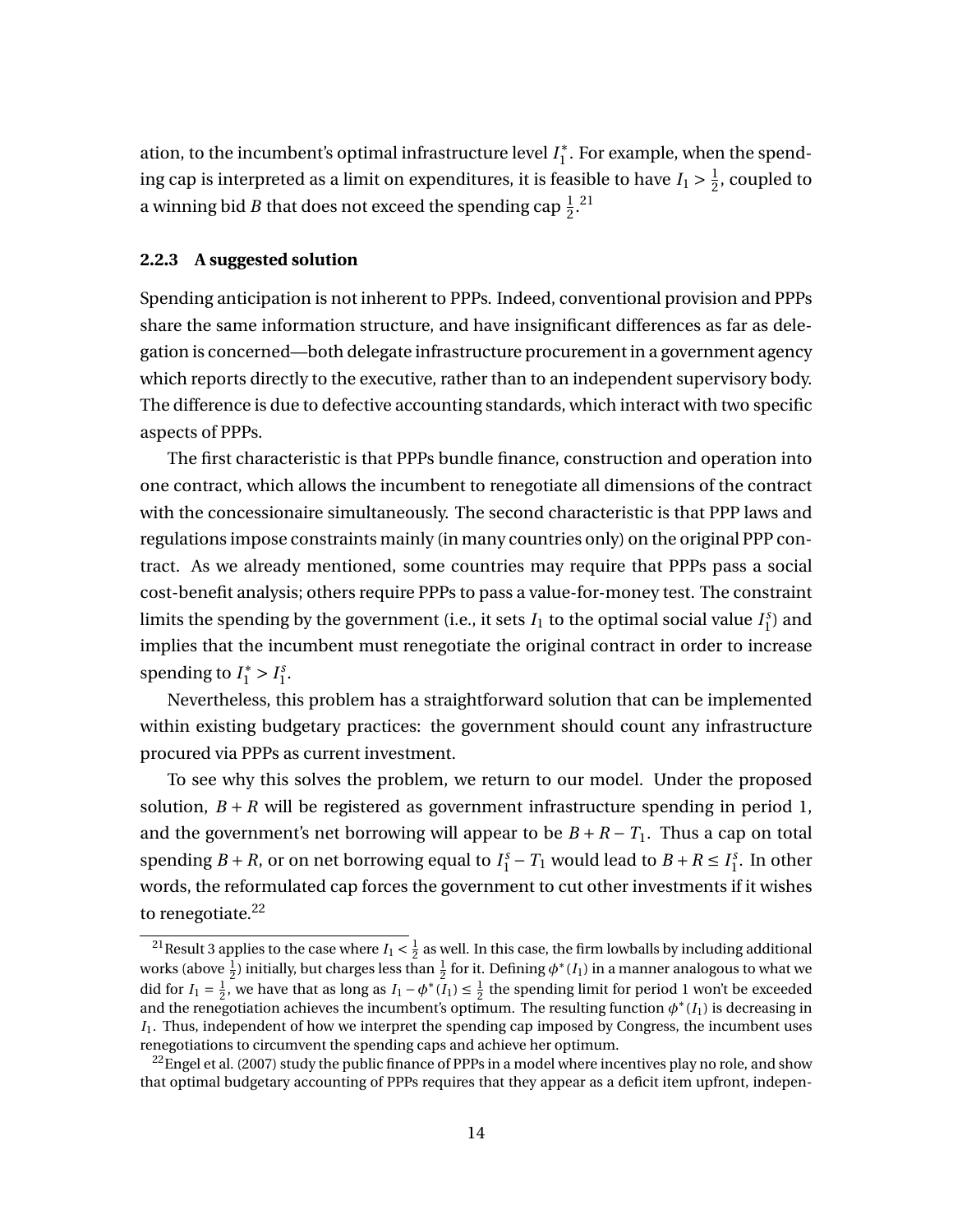ation, to the incumbent's optimal infrastructure level $I_1^*$. For example, when the spending cap is interpreted as a limit on expenditures, it is feasible to have $I_1 > \frac{1}{2}$, coupled to a winning bid $B$ that does not exceed the spending cap $\frac{1}{2}$.[21]

### 2.2.3 A suggested solution

Spending anticipation is not inherent to PPPs. Indeed, conventional provision and PPPs share the same information structure, and have insignificant differences as far as delegation is concerned—both delegate infrastructure procurement in a government agency which reports directly to the executive, rather than to an independent supervisory body. The difference is due to defective accounting standards, which interact with two specific aspects of PPPs.

The first characteristic is that PPPs bundle finance, construction and operation into one contract, which allows the incumbent to renegotiate all dimensions of the contract with the concessionaire simultaneously. The second characteristic is that PPP laws and regulations impose constraints mainly (in many countries only) on the original PPP contract. As we already mentioned, some countries may require that PPPs pass a social cost-benefit analysis; others require PPPs to pass a value-for-money test. The constraint limits the spending by the government (i.e., it sets $I_1$ to the optimal social value $I_1^s$) and implies that the incumbent must renegotiate the original contract in order to increase spending to $I_1^* > I_1^s$.

Nevertheless, this problem has a straightforward solution that can be implemented within existing budgetary practices: the government should count any infrastructure procured via PPPs as current investment.

To see why this solves the problem, we return to our model. Under the proposed solution, $B + R$ will be registered as government infrastructure spending in period 1, and the government's net borrowing will appear to be $B + R - T_1$. Thus a cap on total spending $B + R$, or on net borrowing equal to $I_1^s - T_1$ would lead to $B + R \leq I_1^s$. In other words, the reformulated cap forces the government to cut other investments if it wishes to renegotiate.[22]

---

[21] Result 3 applies to the case where $I_1 < \frac{1}{2}$ as well. In this case, the firm lowballs by including additional works (above $\frac{1}{2}$) initially, but charges less than $\frac{1}{2}$ for it. Defining $\phi^*(I_1)$ in a manner analogous to what we did for $I_1 = \frac{1}{2}$, we have that as long as $I_1 - \phi^*(I_1) \leq \frac{1}{2}$ the spending limit for period 1 won't be exceeded and the renegotiation achieves the incumbent's optimum. The resulting function $\phi^*(I_1)$ is decreasing in $I_1$. Thus, independent of how we interpret the spending cap imposed by Congress, the incumbent uses renegotiations to circumvent the spending caps and achieve her optimum.

[22] Engel et al. (2007) study the public finance of PPPs in a model where incentives play no role, and show that optimal budgetary accounting of PPPs requires that they appear as a deficit item upfront, indepen-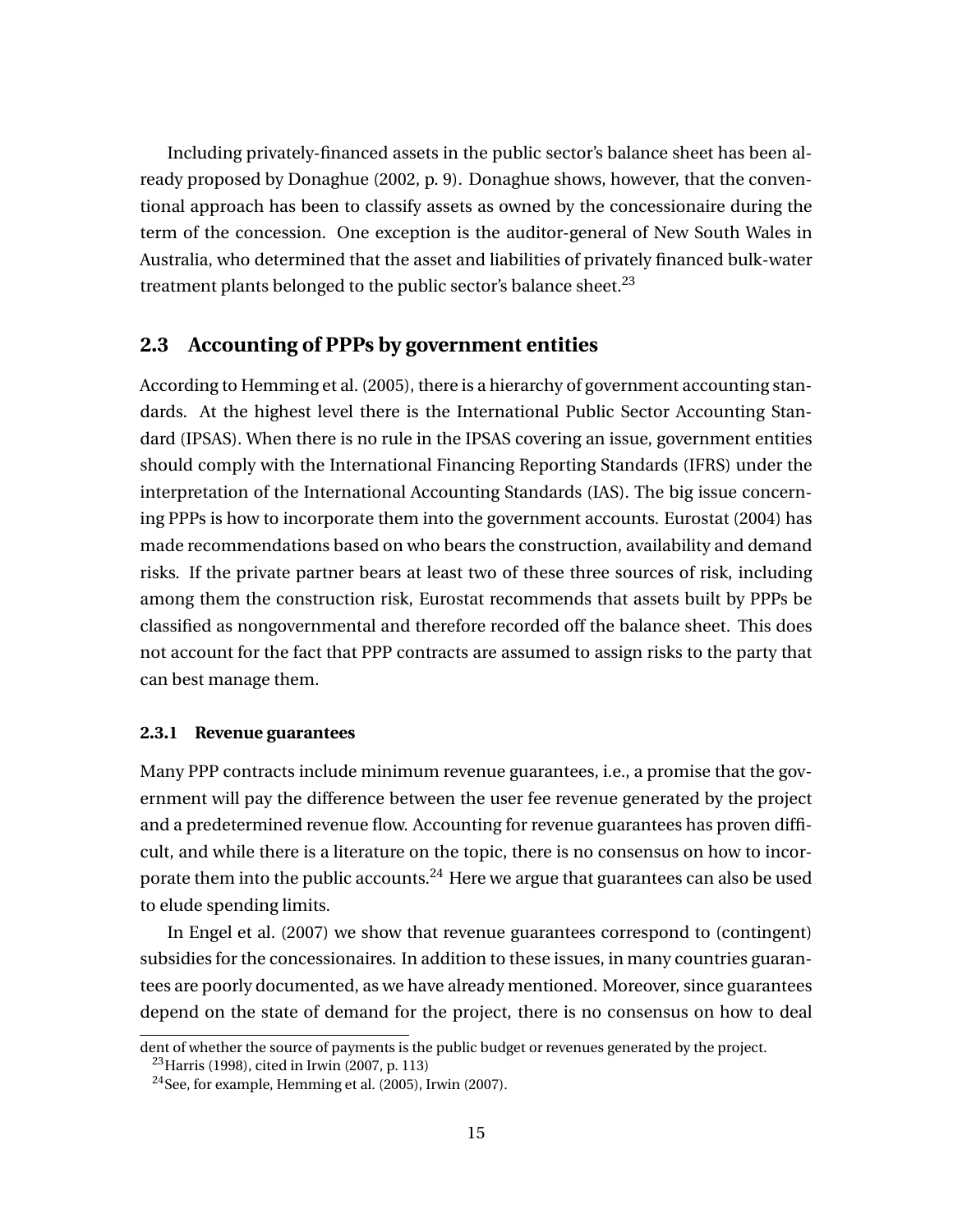Including privately-financed assets in the public sector's balance sheet has been already proposed by Donaghue (2002, p. 9). Donaghue shows, however, that the conventional approach has been to classify assets as owned by the concessionaire during the term of the concession. One exception is the auditor-general of New South Wales in Australia, who determined that the asset and liabilities of privately financed bulk-water treatment plants belonged to the public sector's balance sheet.[23]

## 2.3 Accounting of PPPs by government entities

According to Hemming et al. (2005), there is a hierarchy of government accounting standards. At the highest level there is the International Public Sector Accounting Standard (IPSAS). When there is no rule in the IPSAS covering an issue, government entities should comply with the International Financing Reporting Standards (IFRS) under the interpretation of the International Accounting Standards (IAS). The big issue concerning PPPs is how to incorporate them into the government accounts. Eurostat (2004) has made recommendations based on who bears the construction, availability and demand risks. If the private partner bears at least two of these three sources of risk, including among them the construction risk, Eurostat recommends that assets built by PPPs be classified as nongovernmental and therefore recorded off the balance sheet. This does not account for the fact that PPP contracts are assumed to assign risks to the party that can best manage them.

### 2.3.1 Revenue guarantees

Many PPP contracts include minimum revenue guarantees, i.e., a promise that the government will pay the difference between the user fee revenue generated by the project and a predetermined revenue flow. Accounting for revenue guarantees has proven difficult, and while there is a literature on the topic, there is no consensus on how to incorporate them into the public accounts.[24] Here we argue that guarantees can also be used to elude spending limits.

In Engel et al. (2007) we show that revenue guarantees correspond to (contingent) subsidies for the concessionaires. In addition to these issues, in many countries guarantees are poorly documented, as we have already mentioned. Moreover, since guarantees depend on the state of demand for the project, there is no consensus on how to deal

dent of whether the source of payments is the public budget or revenues generated by the project.

[23] Harris (1998), cited in Irwin (2007, p. 113)

[24] See, for example, Hemming et al. (2005), Irwin (2007).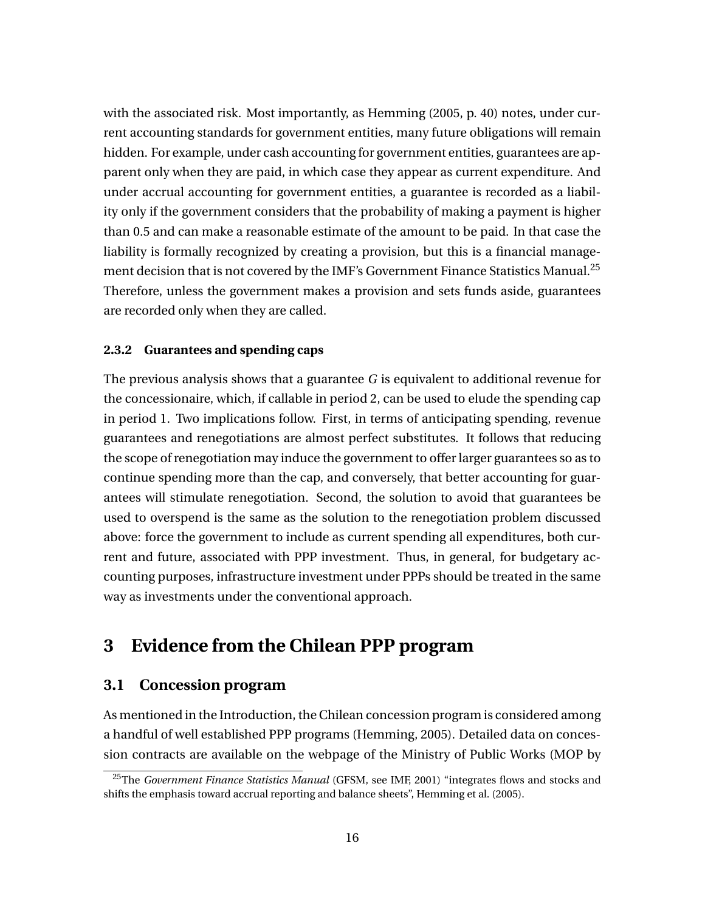with the associated risk. Most importantly, as Hemming (2005, p. 40) notes, under current accounting standards for government entities, many future obligations will remain hidden. For example, under cash accounting for government entities, guarantees are apparent only when they are paid, in which case they appear as current expenditure. And under accrual accounting for government entities, a guarantee is recorded as a liability only if the government considers that the probability of making a payment is higher than 0.5 and can make a reasonable estimate of the amount to be paid. In that case the liability is formally recognized by creating a provision, but this is a financial management decision that is not covered by the IMF's Government Finance Statistics Manual.[25] Therefore, unless the government makes a provision and sets funds aside, guarantees are recorded only when they are called.

### 2.3.2 Guarantees and spending caps

The previous analysis shows that a guarantee $G$ is equivalent to additional revenue for the concessionaire, which, if callable in period 2, can be used to elude the spending cap in period 1. Two implications follow. First, in terms of anticipating spending, revenue guarantees and renegotiations are almost perfect substitutes. It follows that reducing the scope of renegotiation may induce the government to offer larger guarantees so as to continue spending more than the cap, and conversely, that better accounting for guarantees will stimulate renegotiation. Second, the solution to avoid that guarantees be used to overspend is the same as the solution to the renegotiation problem discussed above: force the government to include as current spending all expenditures, both current and future, associated with PPP investment. Thus, in general, for budgetary accounting purposes, infrastructure investment under PPPs should be treated in the same way as investments under the conventional approach.

# 3 Evidence from the Chilean PPP program

## 3.1 Concession program

As mentioned in the Introduction, the Chilean concession program is considered among a handful of well established PPP programs (Hemming, 2005). Detailed data on concession contracts are available on the webpage of the Ministry of Public Works (MOP by

[25] The *Government Finance Statistics Manual* (GFSM, see IMF, 2001) "integrates flows and stocks and shifts the emphasis toward accrual reporting and balance sheets", Hemming et al. (2005).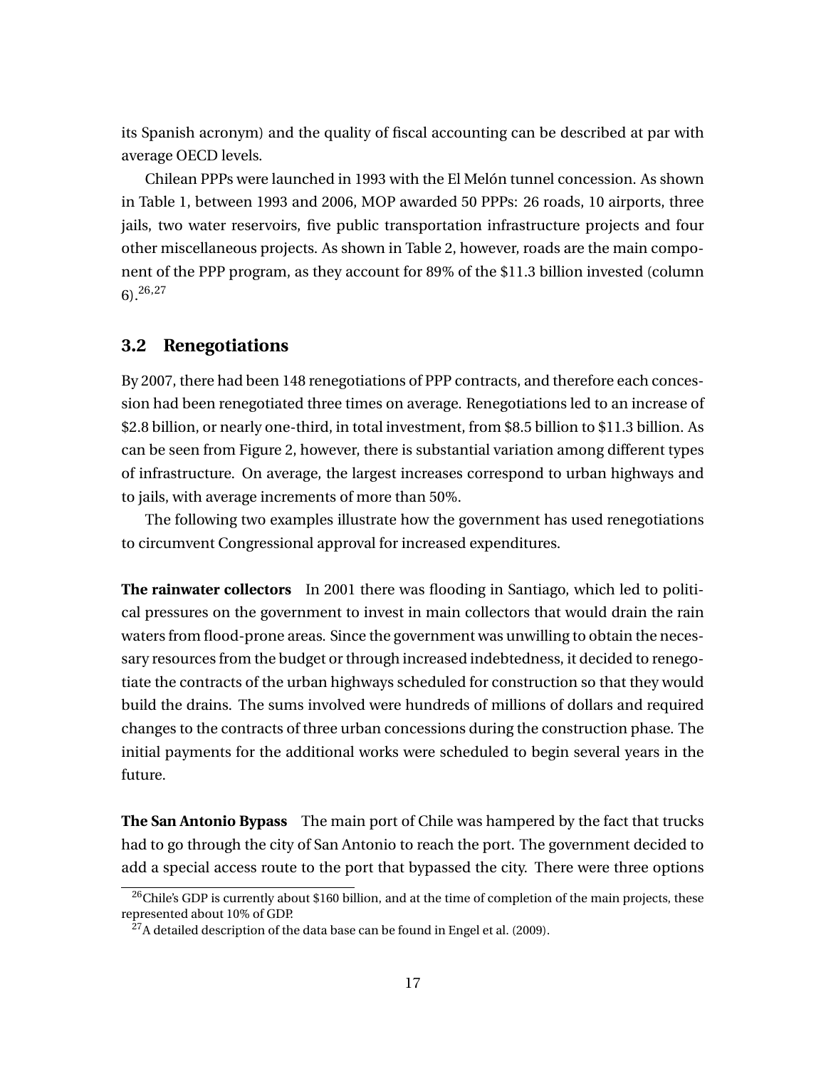its Spanish acronym) and the quality of fiscal accounting can be described at par with average OECD levels.

Chilean PPPs were launched in 1993 with the El Melón tunnel concession. As shown in Table 1, between 1993 and 2006, MOP awarded 50 PPPs: 26 roads, 10 airports, three jails, two water reservoirs, five public transportation infrastructure projects and four other miscellaneous projects. As shown in Table 2, however, roads are the main component of the PPP program, as they account for 89% of the $11.3 billion invested (column 6).[26,27]

## 3.2 Renegotiations

By 2007, there had been 148 renegotiations of PPP contracts, and therefore each concession had been renegotiated three times on average. Renegotiations led to an increase of $2.8 billion, or nearly one-third, in total investment, from $8.5 billion to $11.3 billion. As can be seen from Figure 2, however, there is substantial variation among different types of infrastructure. On average, the largest increases correspond to urban highways and to jails, with average increments of more than 50%.

The following two examples illustrate how the government has used renegotiations to circumvent Congressional approval for increased expenditures.

**The rainwater collectors** In 2001 there was flooding in Santiago, which led to political pressures on the government to invest in main collectors that would drain the rain waters from flood-prone areas. Since the government was unwilling to obtain the necessary resources from the budget or through increased indebtedness, it decided to renegotiate the contracts of the urban highways scheduled for construction so that they would build the drains. The sums involved were hundreds of millions of dollars and required changes to the contracts of three urban concessions during the construction phase. The initial payments for the additional works were scheduled to begin several years in the future.

**The San Antonio Bypass** The main port of Chile was hampered by the fact that trucks had to go through the city of San Antonio to reach the port. The government decided to add a special access route to the port that bypassed the city. There were three options

[26] Chile's GDP is currently about $160 billion, and at the time of completion of the main projects, these represented about 10% of GDP.

[27] A detailed description of the data base can be found in Engel et al. (2009).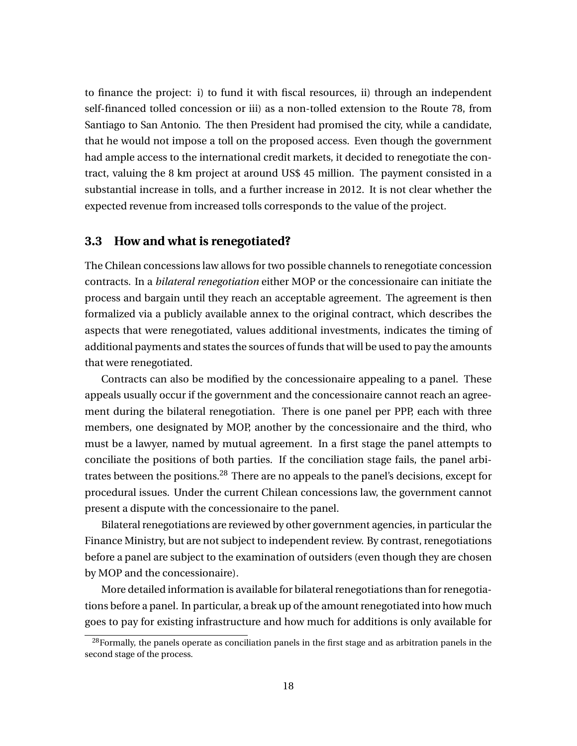to finance the project: i) to fund it with fiscal resources, ii) through an independent self-financed tolled concession or iii) as a non-tolled extension to the Route 78, from Santiago to San Antonio. The then President had promised the city, while a candidate, that he would not impose a toll on the proposed access. Even though the government had ample access to the international credit markets, it decided to renegotiate the contract, valuing the 8 km project at around US$ 45 million. The payment consisted in a substantial increase in tolls, and a further increase in 2012. It is not clear whether the expected revenue from increased tolls corresponds to the value of the project.

### 3.3 How and what is renegotiated?

The Chilean concessions law allows for two possible channels to renegotiate concession contracts. In a *bilateral renegotiation* either MOP or the concessionaire can initiate the process and bargain until they reach an acceptable agreement. The agreement is then formalized via a publicly available annex to the original contract, which describes the aspects that were renegotiated, values additional investments, indicates the timing of additional payments and states the sources of funds that will be used to pay the amounts that were renegotiated.

Contracts can also be modified by the concessionaire appealing to a panel. These appeals usually occur if the government and the concessionaire cannot reach an agreement during the bilateral renegotiation. There is one panel per PPP, each with three members, one designated by MOP, another by the concessionaire and the third, who must be a lawyer, named by mutual agreement. In a first stage the panel attempts to conciliate the positions of both parties. If the conciliation stage fails, the panel arbitrates between the positions.[28] There are no appeals to the panel's decisions, except for procedural issues. Under the current Chilean concessions law, the government cannot present a dispute with the concessionaire to the panel.

Bilateral renegotiations are reviewed by other government agencies, in particular the Finance Ministry, but are not subject to independent review. By contrast, renegotiations before a panel are subject to the examination of outsiders (even though they are chosen by MOP and the concessionaire).

More detailed information is available for bilateral renegotiations than for renegotiations before a panel. In particular, a break up of the amount renegotiated into how much goes to pay for existing infrastructure and how much for additions is only available for

[28] Formally, the panels operate as conciliation panels in the first stage and as arbitration panels in the second stage of the process.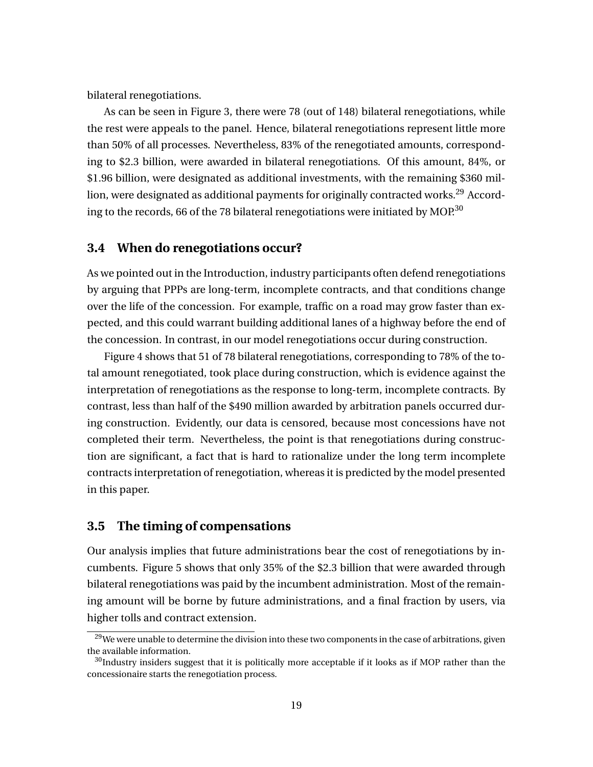bilateral renegotiations.

As can be seen in Figure 3, there were 78 (out of 148) bilateral renegotiations, while the rest were appeals to the panel. Hence, bilateral renegotiations represent little more than 50% of all processes. Nevertheless, 83% of the renegotiated amounts, corresponding to \$2.3 billion, were awarded in bilateral renegotiations. Of this amount, 84%, or \$1.96 billion, were designated as additional investments, with the remaining \$360 million, were designated as additional payments for originally contracted works.[29] According to the records, 66 of the 78 bilateral renegotiations were initiated by MOP.[30]

### 3.4 When do renegotiations occur?

As we pointed out in the Introduction, industry participants often defend renegotiations by arguing that PPPs are long-term, incomplete contracts, and that conditions change over the life of the concession. For example, traffic on a road may grow faster than expected, and this could warrant building additional lanes of a highway before the end of the concession. In contrast, in our model renegotiations occur during construction.

Figure 4 shows that 51 of 78 bilateral renegotiations, corresponding to 78% of the total amount renegotiated, took place during construction, which is evidence against the interpretation of renegotiations as the response to long-term, incomplete contracts. By contrast, less than half of the \$490 million awarded by arbitration panels occurred during construction. Evidently, our data is censored, because most concessions have not completed their term. Nevertheless, the point is that renegotiations during construction are significant, a fact that is hard to rationalize under the long term incomplete contracts interpretation of renegotiation, whereas it is predicted by the model presented in this paper.

### 3.5 The timing of compensations

Our analysis implies that future administrations bear the cost of renegotiations by incumbents. Figure 5 shows that only 35% of the \$2.3 billion that were awarded through bilateral renegotiations was paid by the incumbent administration. Most of the remaining amount will be borne by future administrations, and a final fraction by users, via higher tolls and contract extension.

[29] We were unable to determine the division into these two components in the case of arbitrations, given the available information.

[30] Industry insiders suggest that it is politically more acceptable if it looks as if MOP rather than the concessionaire starts the renegotiation process.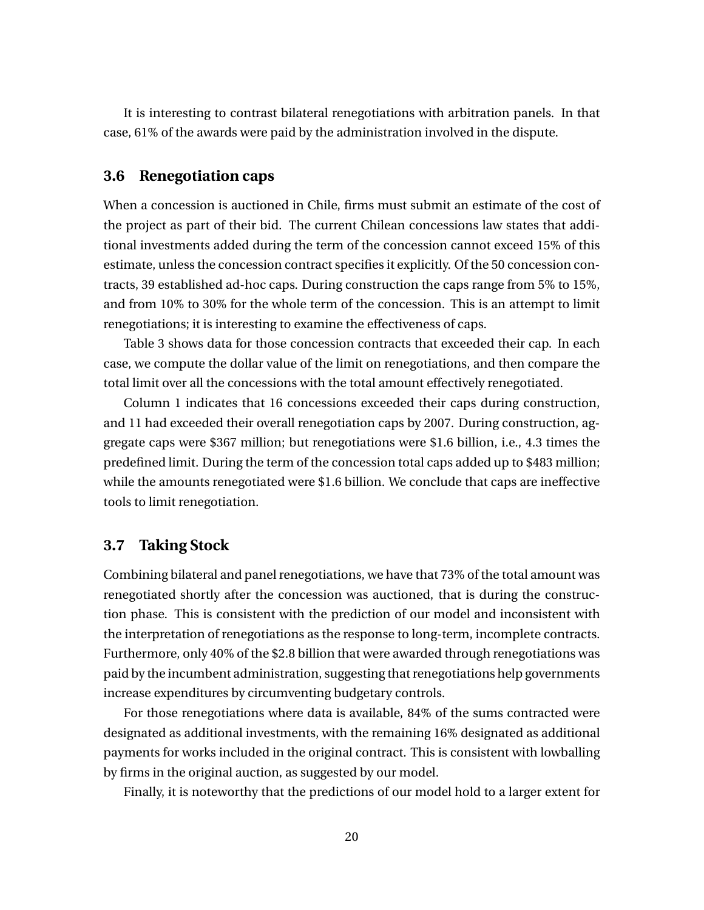It is interesting to contrast bilateral renegotiations with arbitration panels. In that case, 61% of the awards were paid by the administration involved in the dispute.

### 3.6 Renegotiation caps

When a concession is auctioned in Chile, firms must submit an estimate of the cost of the project as part of their bid. The current Chilean concessions law states that additional investments added during the term of the concession cannot exceed 15% of this estimate, unless the concession contract specifies it explicitly. Of the 50 concession contracts, 39 established ad-hoc caps. During construction the caps range from 5% to 15%, and from 10% to 30% for the whole term of the concession. This is an attempt to limit renegotiations; it is interesting to examine the effectiveness of caps.

Table 3 shows data for those concession contracts that exceeded their cap. In each case, we compute the dollar value of the limit on renegotiations, and then compare the total limit over all the concessions with the total amount effectively renegotiated.

Column 1 indicates that 16 concessions exceeded their caps during construction, and 11 had exceeded their overall renegotiation caps by 2007. During construction, aggregate caps were $367 million; but renegotiations were $1.6 billion, i.e., 4.3 times the predefined limit. During the term of the concession total caps added up to $483 million; while the amounts renegotiated were $1.6 billion. We conclude that caps are ineffective tools to limit renegotiation.

### 3.7 Taking Stock

Combining bilateral and panel renegotiations, we have that 73% of the total amount was renegotiated shortly after the concession was auctioned, that is during the construction phase. This is consistent with the prediction of our model and inconsistent with the interpretation of renegotiations as the response to long-term, incomplete contracts. Furthermore, only 40% of the $2.8 billion that were awarded through renegotiations was paid by the incumbent administration, suggesting that renegotiations help governments increase expenditures by circumventing budgetary controls.

For those renegotiations where data is available, 84% of the sums contracted were designated as additional investments, with the remaining 16% designated as additional payments for works included in the original contract. This is consistent with lowballing by firms in the original auction, as suggested by our model.

Finally, it is noteworthy that the predictions of our model hold to a larger extent for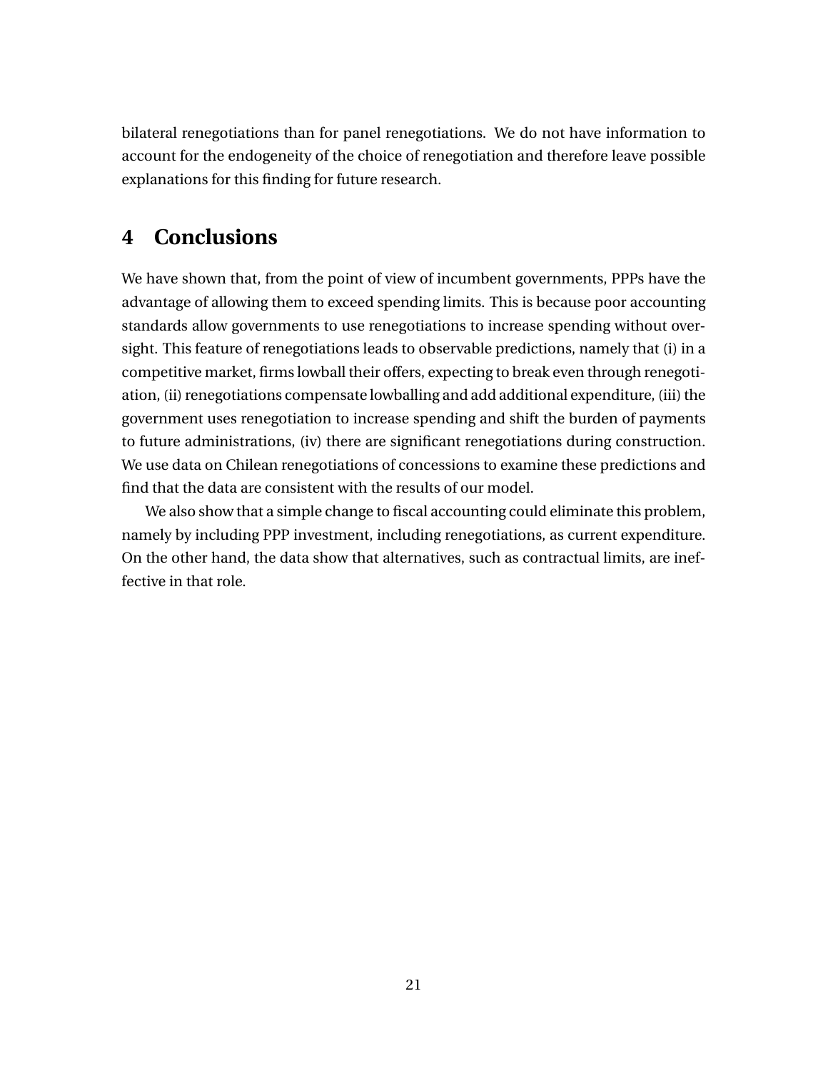bilateral renegotiations than for panel renegotiations. We do not have information to account for the endogeneity of the choice of renegotiation and therefore leave possible explanations for this finding for future research.

# 4 Conclusions

We have shown that, from the point of view of incumbent governments, PPPs have the advantage of allowing them to exceed spending limits. This is because poor accounting standards allow governments to use renegotiations to increase spending without oversight. This feature of renegotiations leads to observable predictions, namely that (i) in a competitive market, firms lowball their offers, expecting to break even through renegotiation, (ii) renegotiations compensate lowballing and add additional expenditure, (iii) the government uses renegotiation to increase spending and shift the burden of payments to future administrations, (iv) there are significant renegotiations during construction. We use data on Chilean renegotiations of concessions to examine these predictions and find that the data are consistent with the results of our model.

We also show that a simple change to fiscal accounting could eliminate this problem, namely by including PPP investment, including renegotiations, as current expenditure. On the other hand, the data show that alternatives, such as contractual limits, are ineffective in that role.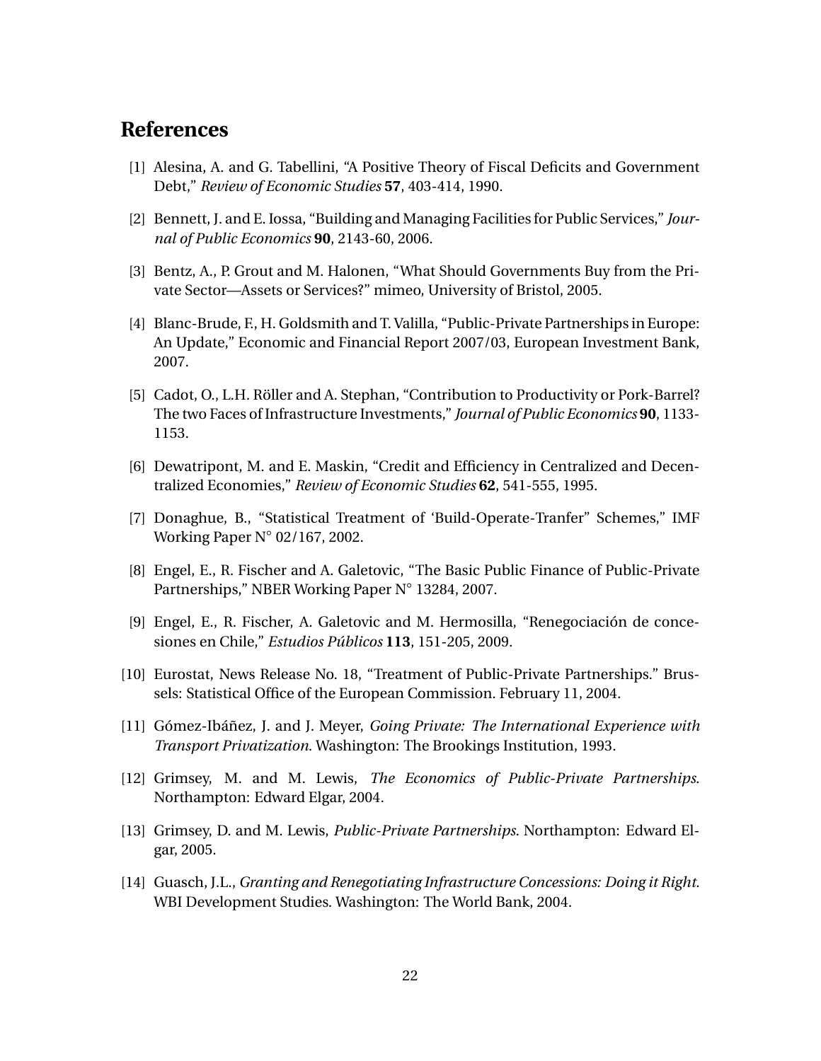## References

[1] Alesina, A. and G. Tabellini, "A Positive Theory of Fiscal Deficits and Government Debt," *Review of Economic Studies* **57**, 403-414, 1990.

[2] Bennett, J. and E. Iossa, "Building and Managing Facilities for Public Services," *Journal of Public Economics* **90**, 2143-60, 2006.

[3] Bentz, A., P. Grout and M. Halonen, "What Should Governments Buy from the Private Sector—Assets or Services?" mimeo, University of Bristol, 2005.

[4] Blanc-Brude, F., H. Goldsmith and T. Valilla, "Public-Private Partnerships in Europe: An Update," Economic and Financial Report 2007/03, European Investment Bank, 2007.

[5] Cadot, O., L.H. Röller and A. Stephan, "Contribution to Productivity or Pork-Barrel? The two Faces of Infrastructure Investments," *Journal of Public Economics* **90**, 1133-1153.

[6] Dewatripont, M. and E. Maskin, "Credit and Efficiency in Centralized and Decentralized Economies," *Review of Economic Studies* **62**, 541-555, 1995.

[7] Donaghue, B., "Statistical Treatment of 'Build-Operate-Tranfer" Schemes," IMF Working Paper N° 02/167, 2002.

[8] Engel, E., R. Fischer and A. Galetovic, "The Basic Public Finance of Public-Private Partnerships," NBER Working Paper N° 13284, 2007.

[9] Engel, E., R. Fischer, A. Galetovic and M. Hermosilla, "Renegociación de concesiones en Chile," *Estudios Públicos* **113**, 151-205, 2009.

[10] Eurostat, News Release No. 18, "Treatment of Public-Private Partnerships." Brussels: Statistical Office of the European Commission. February 11, 2004.

[11] Gómez-Ibáñez, J. and J. Meyer, *Going Private: The International Experience with Transport Privatization*. Washington: The Brookings Institution, 1993.

[12] Grimsey, M. and M. Lewis, *The Economics of Public-Private Partnerships*. Northampton: Edward Elgar, 2004.

[13] Grimsey, D. and M. Lewis, *Public-Private Partnerships*. Northampton: Edward Elgar, 2005.

[14] Guasch, J.L., *Granting and Renegotiating Infrastructure Concessions: Doing it Right*. WBI Development Studies. Washington: The World Bank, 2004.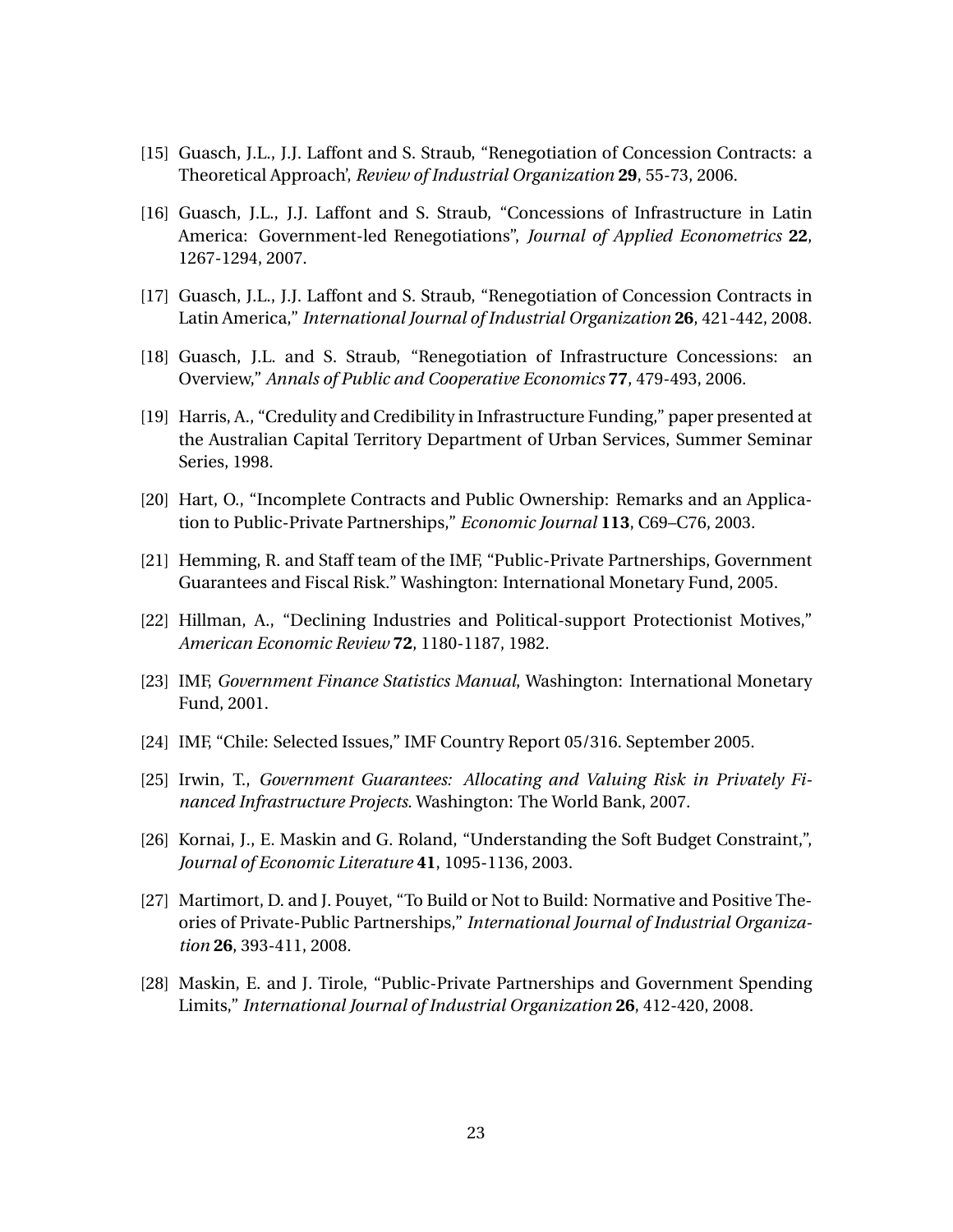[15] Guasch, J.L., J.J. Laffont and S. Straub, "Renegotiation of Concession Contracts: a Theoretical Approach', *Review of Industrial Organization* **29**, 55-73, 2006.

[16] Guasch, J.L., J.J. Laffont and S. Straub, "Concessions of Infrastructure in Latin America: Government-led Renegotiations", *Journal of Applied Econometrics* **22**, 1267-1294, 2007.

[17] Guasch, J.L., J.J. Laffont and S. Straub, "Renegotiation of Concession Contracts in Latin America," *International Journal of Industrial Organization* **26**, 421-442, 2008.

[18] Guasch, J.L. and S. Straub, "Renegotiation of Infrastructure Concessions: an Overview," *Annals of Public and Cooperative Economics* **77**, 479-493, 2006.

[19] Harris, A., "Credulity and Credibility in Infrastructure Funding," paper presented at the Australian Capital Territory Department of Urban Services, Summer Seminar Series, 1998.

[20] Hart, O., "Incomplete Contracts and Public Ownership: Remarks and an Application to Public-Private Partnerships," *Economic Journal* **113**, C69–C76, 2003.

[21] Hemming, R. and Staff team of the IMF, "Public-Private Partnerships, Government Guarantees and Fiscal Risk." Washington: International Monetary Fund, 2005.

[22] Hillman, A., "Declining Industries and Political-support Protectionist Motives," *American Economic Review* **72**, 1180-1187, 1982.

[23] IMF, *Government Finance Statistics Manual*, Washington: International Monetary Fund, 2001.

[24] IMF, "Chile: Selected Issues," IMF Country Report 05/316. September 2005.

[25] Irwin, T., *Government Guarantees: Allocating and Valuing Risk in Privately Financed Infrastructure Projects*. Washington: The World Bank, 2007.

[26] Kornai, J., E. Maskin and G. Roland, "Understanding the Soft Budget Constraint,", *Journal of Economic Literature* **41**, 1095-1136, 2003.

[27] Martimort, D. and J. Pouyet, "To Build or Not to Build: Normative and Positive Theories of Private-Public Partnerships," *International Journal of Industrial Organization* **26**, 393-411, 2008.

[28] Maskin, E. and J. Tirole, "Public-Private Partnerships and Government Spending Limits," *International Journal of Industrial Organization* **26**, 412-420, 2008.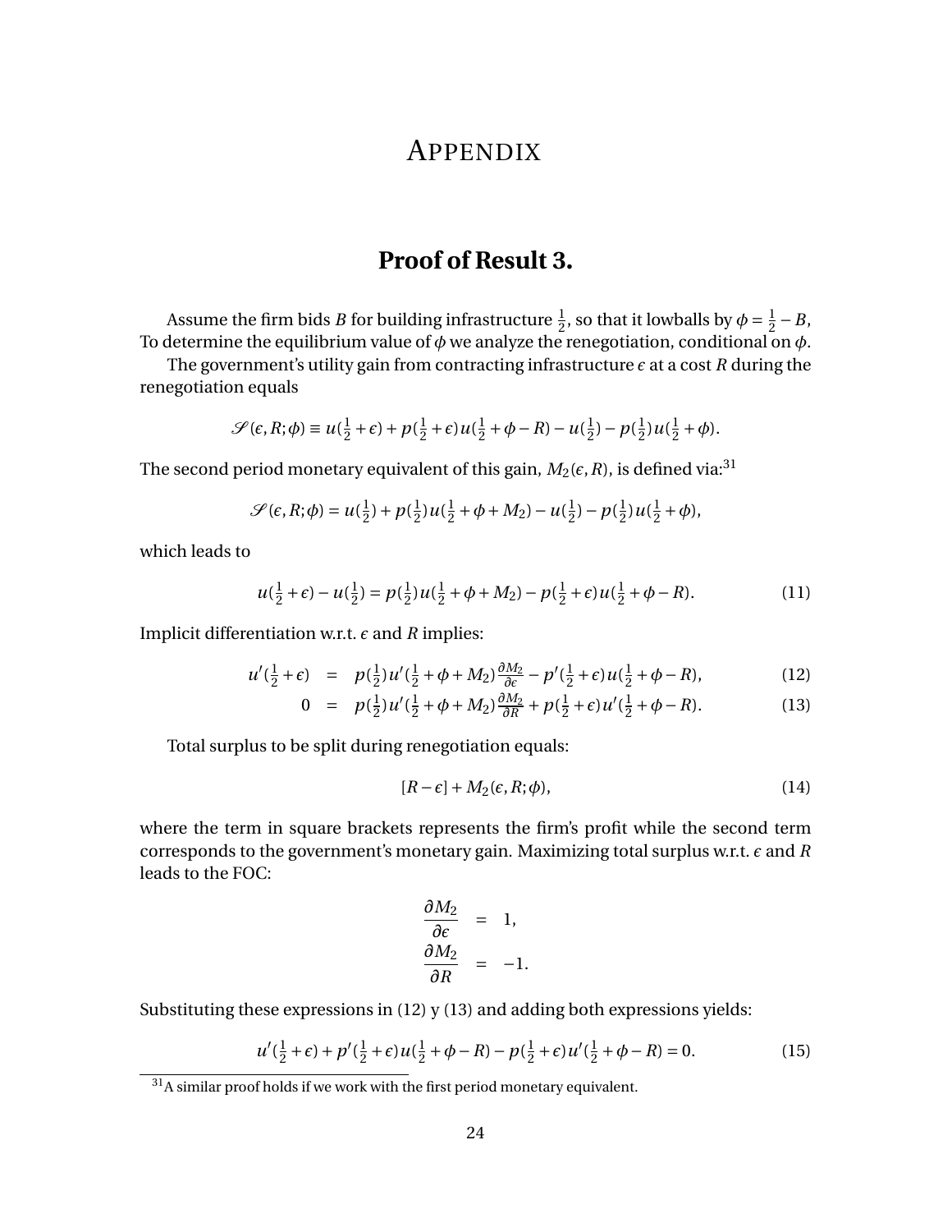# Appendix

## Proof of Result 3.

Assume the firm bids $B$ for building infrastructure $\frac{1}{2}$, so that it lowballs by $\phi = \frac{1}{2} - B$, To determine the equilibrium value of $\phi$ we analyze the renegotiation, conditional on $\phi$.

The government's utility gain from contracting infrastructure $\epsilon$ at a cost $R$ during the renegotiation equals

$$\mathscr{S}(\epsilon, R; \phi) \equiv u(\tfrac{1}{2} + \epsilon) + p(\tfrac{1}{2} + \epsilon) u(\tfrac{1}{2} + \phi - R) - u(\tfrac{1}{2}) - p(\tfrac{1}{2}) u(\tfrac{1}{2} + \phi).$$

The second period monetary equivalent of this gain, $M_2(\epsilon, R)$, is defined via:[31]

$$\mathscr{S}(\epsilon, R; \phi) = u(\tfrac{1}{2}) + p(\tfrac{1}{2}) u(\tfrac{1}{2} + \phi + M_2) - u(\tfrac{1}{2}) - p(\tfrac{1}{2}) u(\tfrac{1}{2} + \phi),$$

which leads to

$$u(\tfrac{1}{2} + \epsilon) - u(\tfrac{1}{2}) = p(\tfrac{1}{2}) u(\tfrac{1}{2} + \phi + M_2) - p(\tfrac{1}{2} + \epsilon) u(\tfrac{1}{2} + \phi - R). \tag{11}$$

Implicit differentiation w.r.t. $\epsilon$ and $R$ implies:

$$u'(\tfrac{1}{2} + \epsilon) = p(\tfrac{1}{2}) u'(\tfrac{1}{2} + \phi + M_2) \tfrac{\partial M_2}{\partial \epsilon} - p'(\tfrac{1}{2} + \epsilon) u(\tfrac{1}{2} + \phi - R), \tag{12}$$

$$0 = p(\tfrac{1}{2}) u'(\tfrac{1}{2} + \phi + M_2) \tfrac{\partial M_2}{\partial R} + p(\tfrac{1}{2} + \epsilon) u'(\tfrac{1}{2} + \phi - R). \tag{13}$$

Total surplus to be split during renegotiation equals:

$$[R - \epsilon] + M_2(\epsilon, R; \phi), \tag{14}$$

where the term in square brackets represents the firm's profit while the second term corresponds to the government's monetary gain. Maximizing total surplus w.r.t. $\epsilon$ and $R$ leads to the FOC:

$$\frac{\partial M_2}{\partial \epsilon} = 1,$$

$$\frac{\partial M_2}{\partial R} = -1.$$

Substituting these expressions in (12) y (13) and adding both expressions yields:

$$u'(\tfrac{1}{2} + \epsilon) + p'(\tfrac{1}{2} + \epsilon) u(\tfrac{1}{2} + \phi - R) - p(\tfrac{1}{2} + \epsilon) u'(\tfrac{1}{2} + \phi - R) = 0. \tag{15}$$

[31] A similar proof holds if we work with the first period monetary equivalent.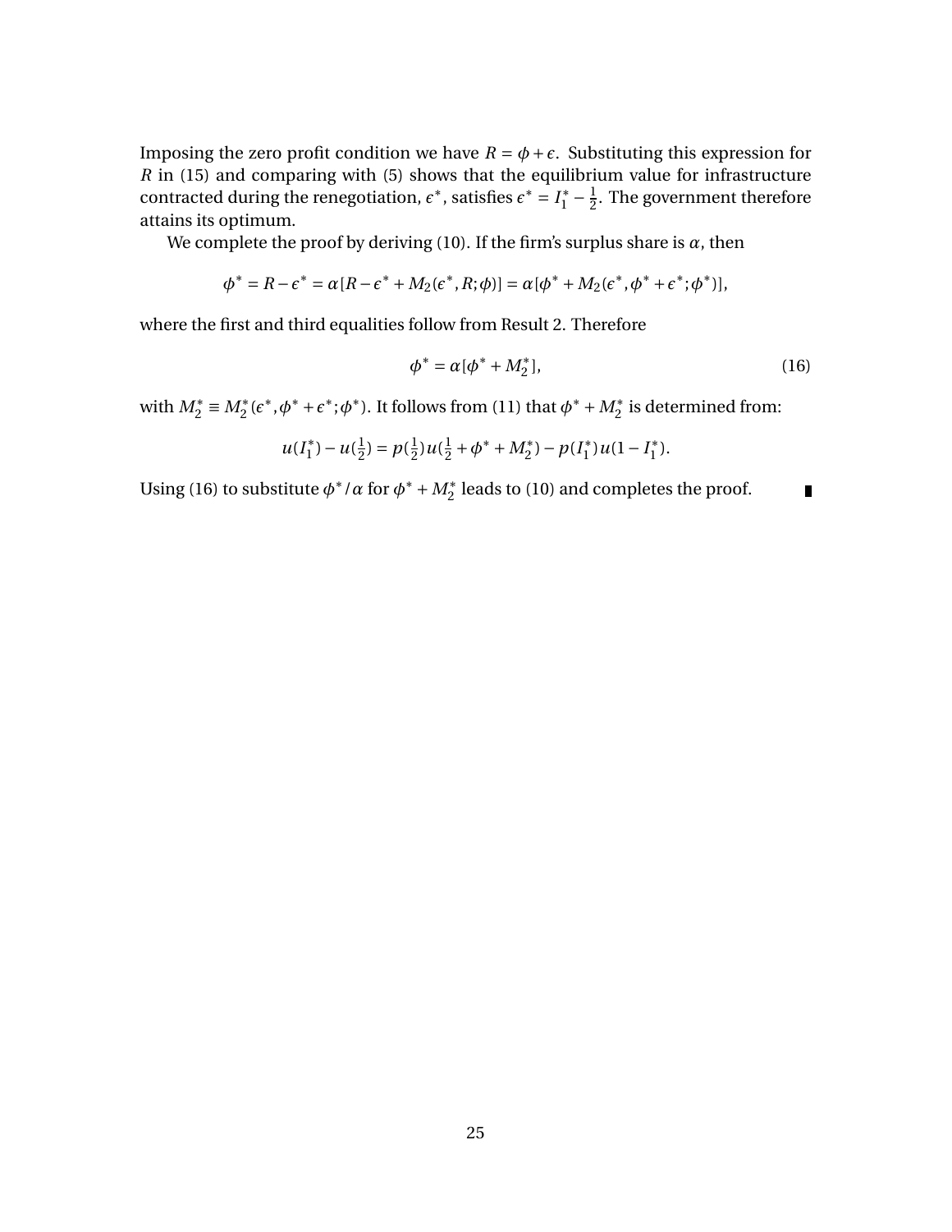Imposing the zero profit condition we have $R = \phi + \epsilon$. Substituting this expression for $R$ in (15) and comparing with (5) shows that the equilibrium value for infrastructure contracted during the renegotiation, $\epsilon^*$, satisfies $\epsilon^* = I_1^* - \frac{1}{2}$. The government therefore attains its optimum.

We complete the proof by deriving (10). If the firm's surplus share is $\alpha$, then

$$\phi^* = R - \epsilon^* = \alpha[R - \epsilon^* + M_2(\epsilon^*, R; \phi)] = \alpha[\phi^* + M_2(\epsilon^*, \phi^* + \epsilon^*; \phi^*)],$$

where the first and third equalities follow from Result 2. Therefore

$$\phi^* = \alpha[\phi^* + M_2^*], \tag{16}$$

with $M_2^* \equiv M_2^*(\epsilon^*, \phi^* + \epsilon^*; \phi^*)$. It follows from (11) that $\phi^* + M_2^*$ is determined from:

$$u(I_1^*) - u(\tfrac{1}{2}) = p(\tfrac{1}{2})u(\tfrac{1}{2} + \phi^* + M_2^*) - p(I_1^*)u(1 - I_1^*).$$

Using (16) to substitute $\phi^*/\alpha$ for $\phi^* + M_2^*$ leads to (10) and completes the proof. ∎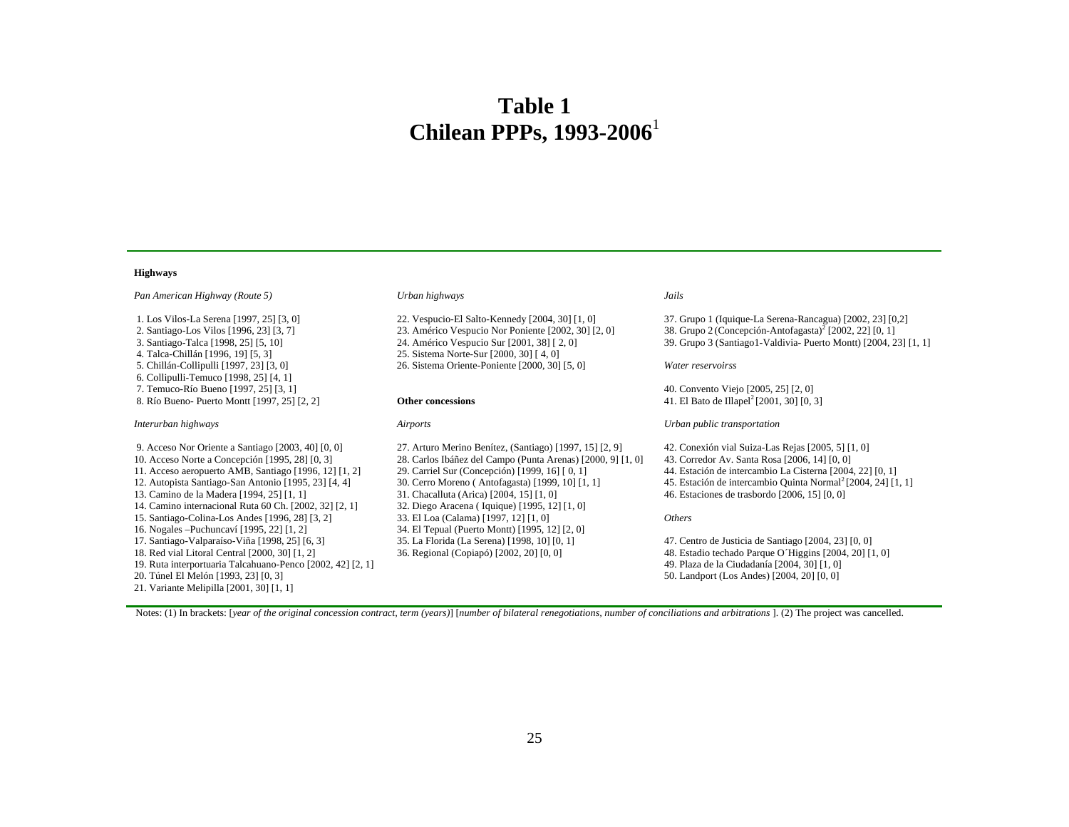# Table 1
# Chilean PPPs, 1993-2006[1]

**Highways**

*Pan American Highway (Route 5)*

1. Los Vilos-La Serena [1997, 25] [3, 0]
2. Santiago-Los Vilos [1996, 23] [3, 7]
3. Santiago-Talca [1998, 25] [5, 10]
4. Talca-Chillán [1996, 19] [5, 3]
5. Chillán-Collipulli [1997, 23] [3, 0]
6. Collipulli-Temuco [1998, 25] [4, 1]
7. Temuco-Río Bueno [1997, 25] [3, 1]
8. Río Bueno- Puerto Montt [1997, 25] [2, 2]

*Interurban highways*

9. Acceso Nor Oriente a Santiago [2003, 40] [0, 0]
10. Acceso Norte a Concepción [1995, 28] [0, 3]
11. Acceso aeropuerto AMB, Santiago [1996, 12] [1, 2]
12. Autopista Santiago-San Antonio [1995, 23] [4, 4]
13. Camino de la Madera [1994, 25] [1, 1]
14. Camino internacional Ruta 60 Ch. [2002, 32] [2, 1]
15. Santiago-Colina-Los Andes [1996, 28] [3, 2]
16. Nogales –Puchuncaví [1995, 22] [1, 2]
17. Santiago-Valparaíso-Viña [1998, 25] [6, 3]
18. Red vial Litoral Central [2000, 30] [1, 2]
19. Ruta interportuaria Talcahuano-Penco [2002, 42] [2, 1]
20. Túnel El Melón [1993, 23] [0, 3]
21. Variante Melipilla [2001, 30] [1, 1]

*Urban highways*

22. Vespucio-El Salto-Kennedy [2004, 30] [1, 0]
23. Américo Vespucio Nor Poniente [2002, 30] [2, 0]
24. Américo Vespucio Sur [2001, 38] [ 2, 0]
25. Sistema Norte-Sur [2000, 30] [ 4, 0]
26. Sistema Oriente-Poniente [2000, 30] [5, 0]

**Other concessions**

*Airports*

27. Arturo Merino Benítez, (Santiago) [1997, 15] [2, 9]
28. Carlos Ibáñez del Campo (Punta Arenas) [2000, 9] [1, 0]
29. Carriel Sur (Concepción) [1999, 16] [ 0, 1]
30. Cerro Moreno ( Antofagasta) [1999, 10] [1, 1]
31. Chacalluta (Arica) [2004, 15] [1, 0]
32. Diego Aracena ( Iquique) [1995, 12] [1, 0]
33. El Loa (Calama) [1997, 12] [1, 0]
34. El Tepual (Puerto Montt) [1995, 12] [2, 0]
35. La Florida (La Serena) [1998, 10] [0, 1]
36. Regional (Copiapó) [2002, 20] [0, 0]

*Jails*

37. Grupo 1 (Iquique-La Serena-Rancagua) [2002, 23] [0,2]
38. Grupo 2 (Concepción-Antofagasta)[2] [2002, 22] [0, 1]
39. Grupo 3 (Santiago1-Valdivia- Puerto Montt) [2004, 23] [1, 1]

*Water reservoirss*

40. Convento Viejo [2005, 25] [2, 0]
41. El Bato de Illapel[2] [2001, 30] [0, 3]

*Urban public transportation*

42. Conexión vial Suiza-Las Rejas [2005, 5] [1, 0]
43. Corredor Av. Santa Rosa [2006, 14] [0, 0]
44. Estación de intercambio La Cisterna [2004, 22] [0, 1]
45. Estación de intercambio Quinta Normal[2] [2004, 24] [1, 1]
46. Estaciones de trasbordo [2006, 15] [0, 0]

*Others*

47. Centro de Justicia de Santiago [2004, 23] [0, 0]
48. Estadio techado Parque O´Higgins [2004, 20] [1, 0]
49. Plaza de la Ciudadanía [2004, 30] [1, 0]
50. Landport (Los Andes) [2004, 20] [0, 0]

Notes: (1) In brackets: [*year of the original concession contract, term (years)*] [*number of bilateral renegotiations, number of conciliations and arbitrations* ]. (2) The project was cancelled.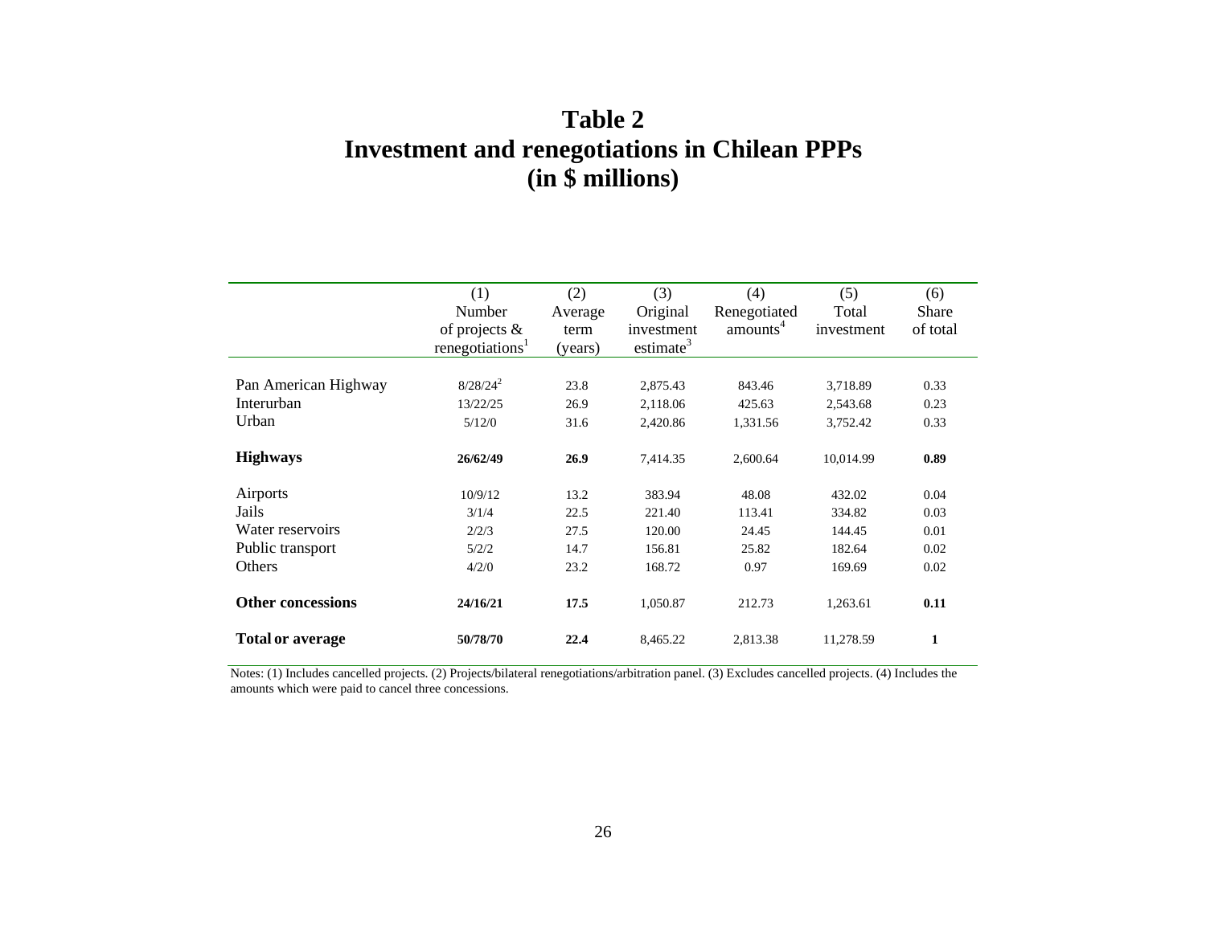# Table 2
# Investment and renegotiations in Chilean PPPs
# (in $ millions)

| | (1) Number of projects & renegotiations[1] | (2) Average term (years) | (3) Original investment estimate[3] | (4) Renegotiated amounts[4] | (5) Total investment | (6) Share of total |
|---|---|---|---|---|---|---|
| Pan American Highway | 8/28/24[2] | 23.8 | 2,875.43 | 843.46 | 3,718.89 | 0.33 |
| Interurban | 13/22/25 | 26.9 | 2,118.06 | 425.63 | 2,543.68 | 0.23 |
| Urban | 5/12/0 | 31.6 | 2,420.86 | 1,331.56 | 3,752.42 | 0.33 |
| **Highways** | **26/62/49** | **26.9** | 7,414.35 | 2,600.64 | 10,014.99 | **0.89** |
| Airports | 10/9/12 | 13.2 | 383.94 | 48.08 | 432.02 | 0.04 |
| Jails | 3/1/4 | 22.5 | 221.40 | 113.41 | 334.82 | 0.03 |
| Water reservoirs | 2/2/3 | 27.5 | 120.00 | 24.45 | 144.45 | 0.01 |
| Public transport | 5/2/2 | 14.7 | 156.81 | 25.82 | 182.64 | 0.02 |
| Others | 4/2/0 | 23.2 | 168.72 | 0.97 | 169.69 | 0.02 |
| **Other concessions** | **24/16/21** | **17.5** | 1,050.87 | 212.73 | 1,263.61 | **0.11** |
| **Total or average** | **50/78/70** | **22.4** | 8,465.22 | 2,813.38 | 11,278.59 | **1** |

Notes: (1) Includes cancelled projects. (2) Projects/bilateral renegotiations/arbitration panel. (3) Excludes cancelled projects. (4) Includes the amounts which were paid to cancel three concessions.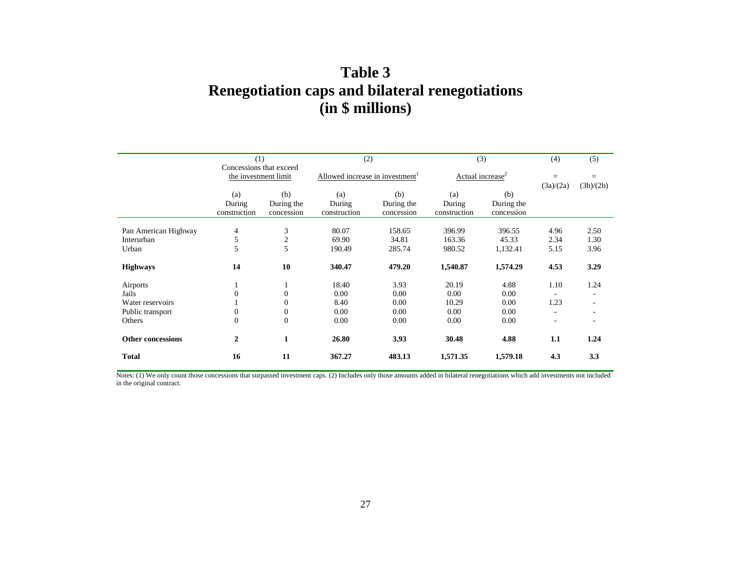# Table 3
# Renegotiation caps and bilateral renegotiations
# (in $ millions)

| | (1) Concessions that exceed the investment limit | | (2) Allowed increase in investment[1] | | (3) Actual increase[2] | | (4) = (3a)/(2a) | (5) = (3b)/(2b) |
|---|---|---|---|---|---|---|---|---|
| | (a) During construction | (b) During the concession | (a) During construction | (b) During the concession | (a) During construction | (b) During the concession | | |
| Pan American Highway | 4 | 3 | 80.07 | 158.65 | 396.99 | 396.55 | 4.96 | 2.50 |
| Interurban | 5 | 2 | 69.90 | 34.81 | 163.36 | 45.33 | 2.34 | 1.30 |
| Urban | 5 | 5 | 190.49 | 285.74 | 980.52 | 1,132.41 | 5.15 | 3.96 |
| **Highways** | **14** | **10** | **340.47** | **479.20** | **1,540.87** | **1,574.29** | **4.53** | **3.29** |
| Airports | 1 | 1 | 18.40 | 3.93 | 20.19 | 4.88 | 1.10 | 1.24 |
| Jails | 0 | 0 | 0.00 | 0.00 | 0.00 | 0.00 | - | - |
| Water reservoirs | 1 | 0 | 8.40 | 0.00 | 10.29 | 0.00 | 1.23 | - |
| Public transport | 0 | 0 | 0.00 | 0.00 | 0.00 | 0.00 | - | - |
| Others | 0 | 0 | 0.00 | 0.00 | 0.00 | 0.00 | - | - |
| **Other concessions** | **2** | **1** | **26.80** | **3.93** | **30.48** | **4.88** | **1.1** | **1.24** |
| **Total** | **16** | **11** | **367.27** | **483.13** | **1,571.35** | **1,579.18** | **4.3** | **3.3** |

Notes: (1) We only count those concessions that surpassed investment caps. (2) Includes only those amounts added in bilateral renegotiations which add investments not included in the original contract.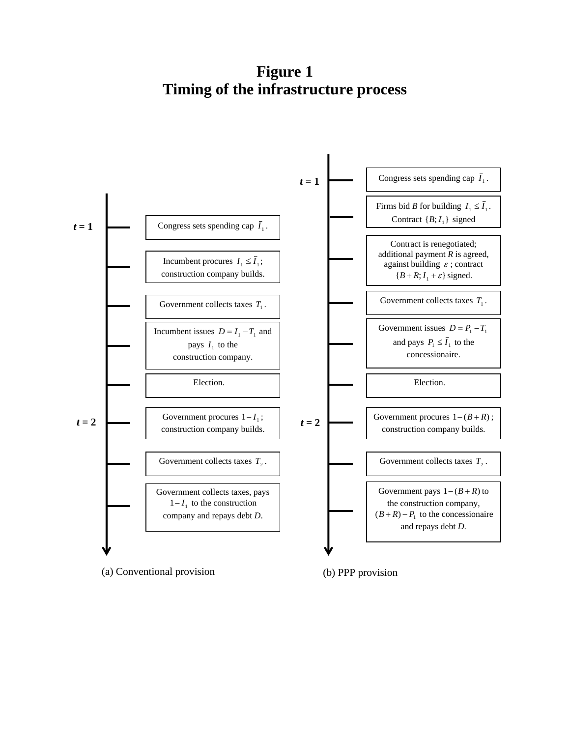# Figure 1
# Timing of the infrastructure process

**(a) Conventional provision**

- ***t* = 1** — Congress sets spending cap $\bar{I}_1$.
- Incumbent procures $I_1 \leq \bar{I}_1$; construction company builds.
- Government collects taxes $T_1$.
- Incumbent issues $D = I_1 - T_1$ and pays $I_1$ to the construction company.
- Election.
- ***t* = 2** — Government procures $1 - I_1$; construction company builds.
- Government collects taxes $T_2$.
- Government collects taxes, pays $1 - I_1$ to the construction company and repays debt *D*.

**(b) PPP provision**

- ***t* = 1** — Congress sets spending cap $\bar{I}_1$.
- Firms bid *B* for building $I_1 \leq \bar{I}_1$. Contract $\{B; I_1\}$ signed
- Contract is renegotiated; additional payment *R* is agreed, against building $\varepsilon$; contract $\{B + R; I_1 + \varepsilon\}$ signed.
- Government collects taxes $T_1$.
- Government issues $D = P_1 - T_1$ and pays $P_1 \leq \bar{I}_1$ to the concessionaire.
- Election.
- ***t* = 2** — Government procures $1 - (B + R)$; construction company builds.
- Government collects taxes $T_2$.
- Government pays $1 - (B + R)$ to the construction company, $(B + R) - P_1$ to the concessionaire and repays debt *D*.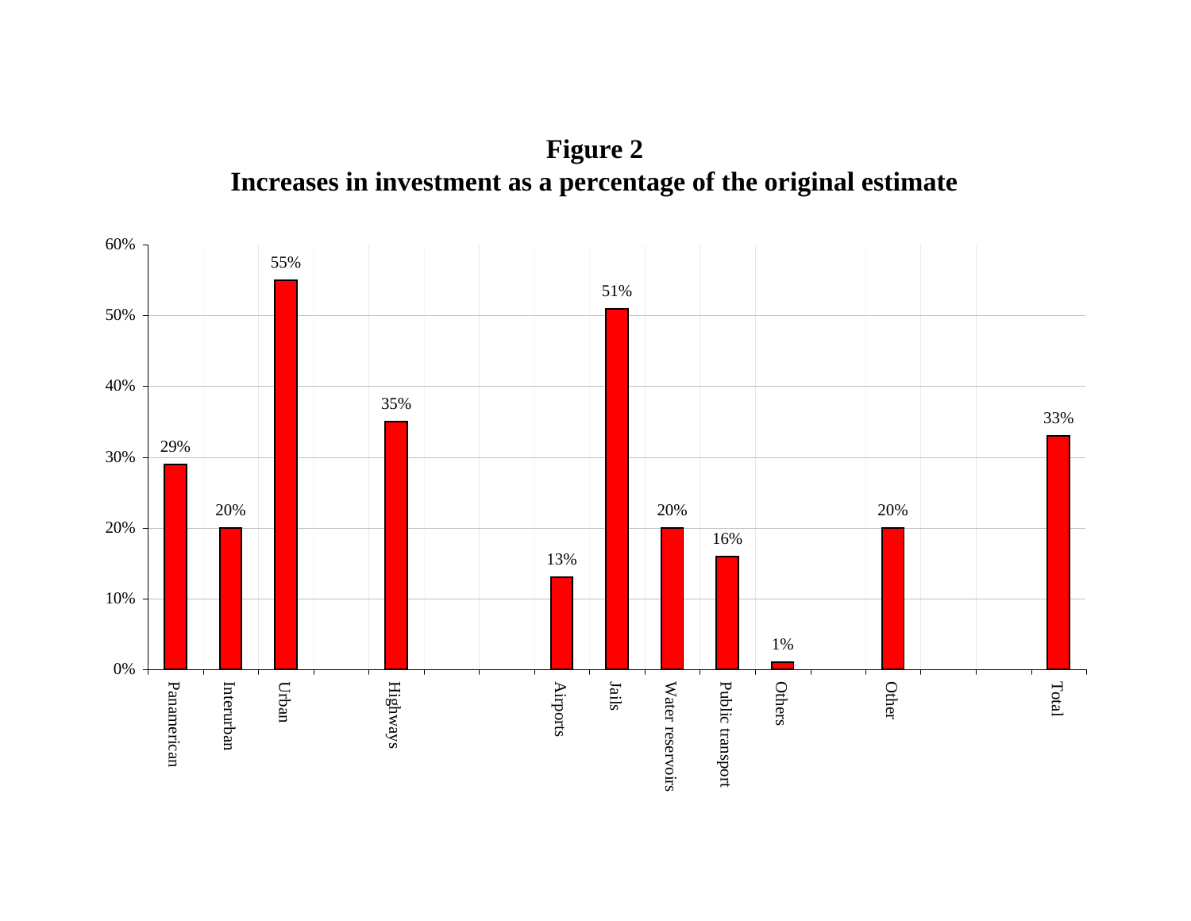**Figure 2**
**Increases in investment as a percentage of the original estimate**

| Category | Increase |
|---|---|
| Panamerican | 29% |
| Interurban | 20% |
| Urban | 55% |
| Highways | 35% |
| Airports | 13% |
| Jails | 51% |
| Water reservoirs | 20% |
| Public transport | 16% |
| Others | 1% |
| Other | 20% |
| Total | 33% |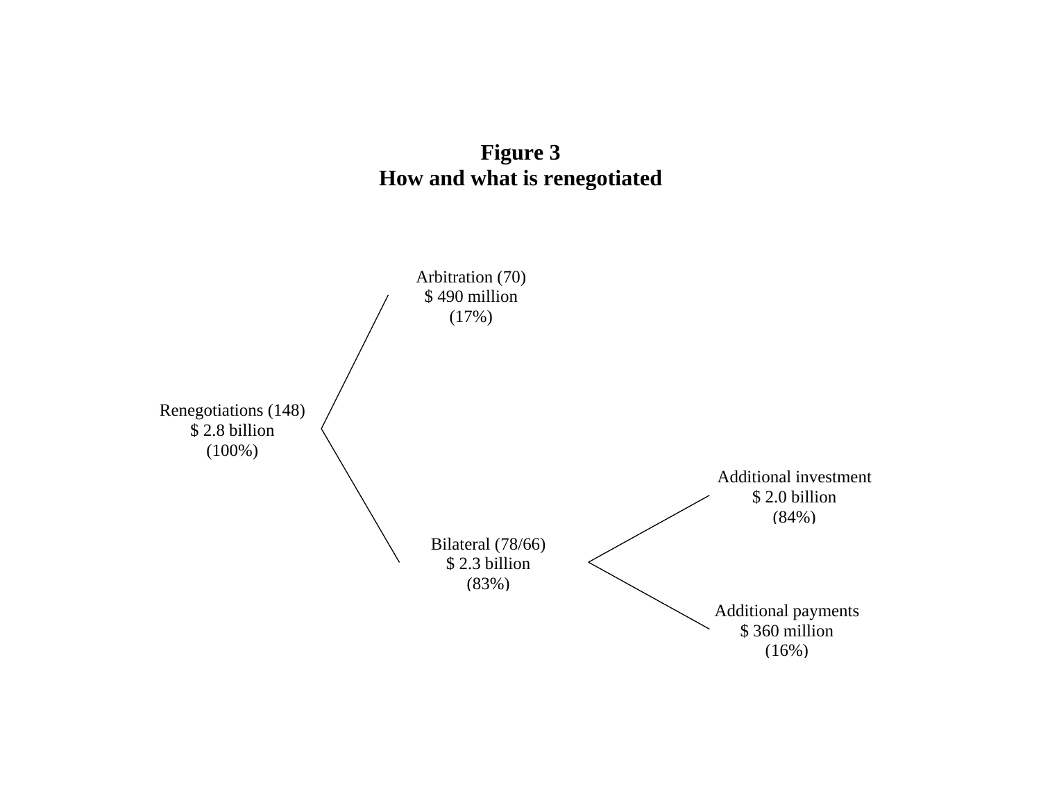**Figure 3**
**How and what is renegotiated**

Arbitration (70)
$ 490 million
(17%)

Renegotiations (148)
$ 2.8 billion
(100%)

Additional investment
$ 2.0 billion
(84%)

Bilateral (78/66)
$ 2.3 billion
(83%)

Additional payments
$ 360 million
(16%)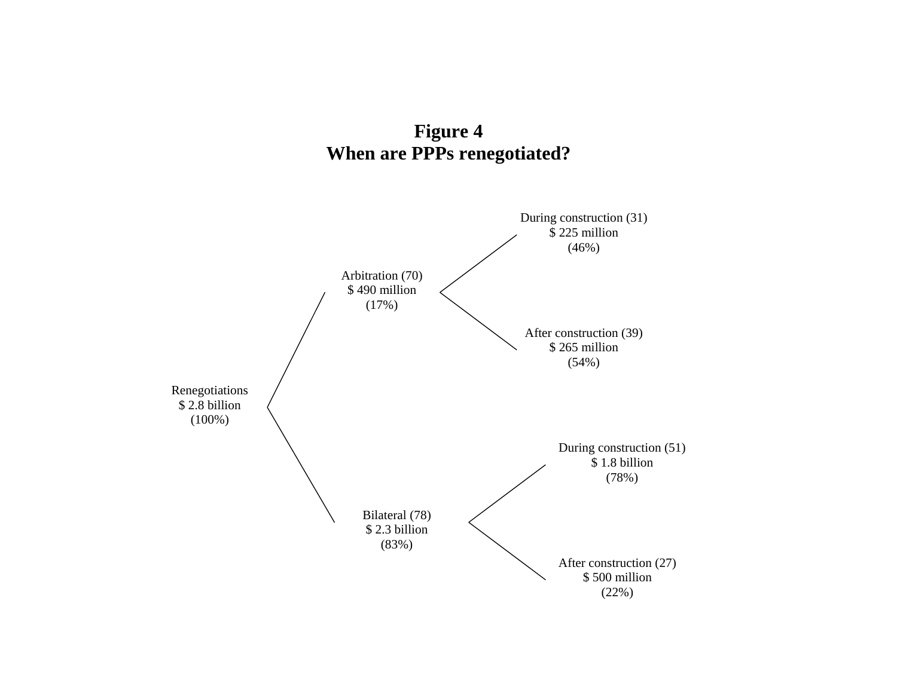**Figure 4**
**When are PPPs renegotiated?**

Renegotiations
$ 2.8 billion
(100%)

Arbitration (70)
$ 490 million
(17%)

During construction (31)
$ 225 million
(46%)

After construction (39)
$ 265 million
(54%)

Bilateral (78)
$ 2.3 billion
(83%)

During construction (51)
$ 1.8 billion
(78%)

After construction (27)
$ 500 million
(22%)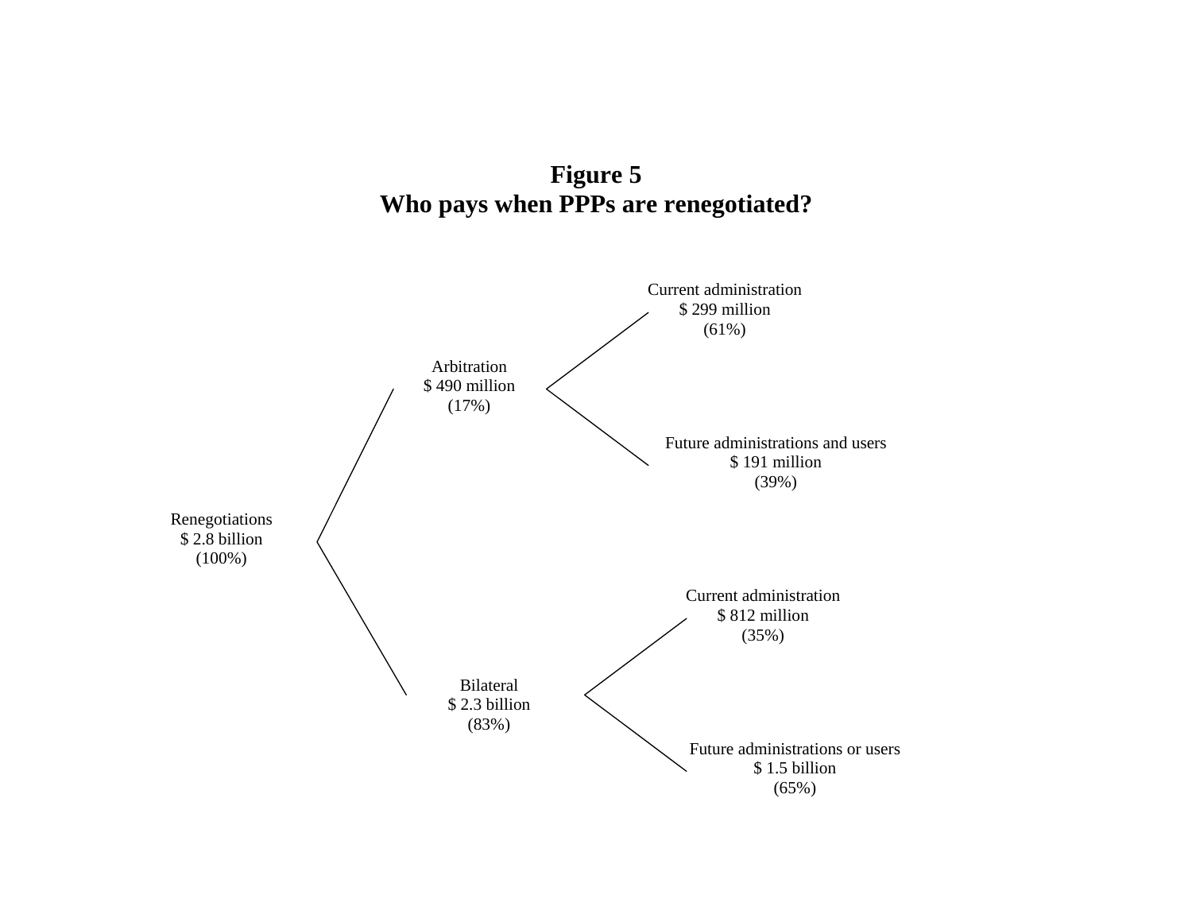**Figure 5**
**Who pays when PPPs are renegotiated?**

Current administration
$ 299 million
(61%)

Arbitration
$ 490 million
(17%)

Future administrations and users
$ 191 million
(39%)

Renegotiations
$ 2.8 billion
(100%)

Current administration
$ 812 million
(35%)

Bilateral
$ 2.3 billion
(83%)

Future administrations or users
$ 1.5 billion
(65%)